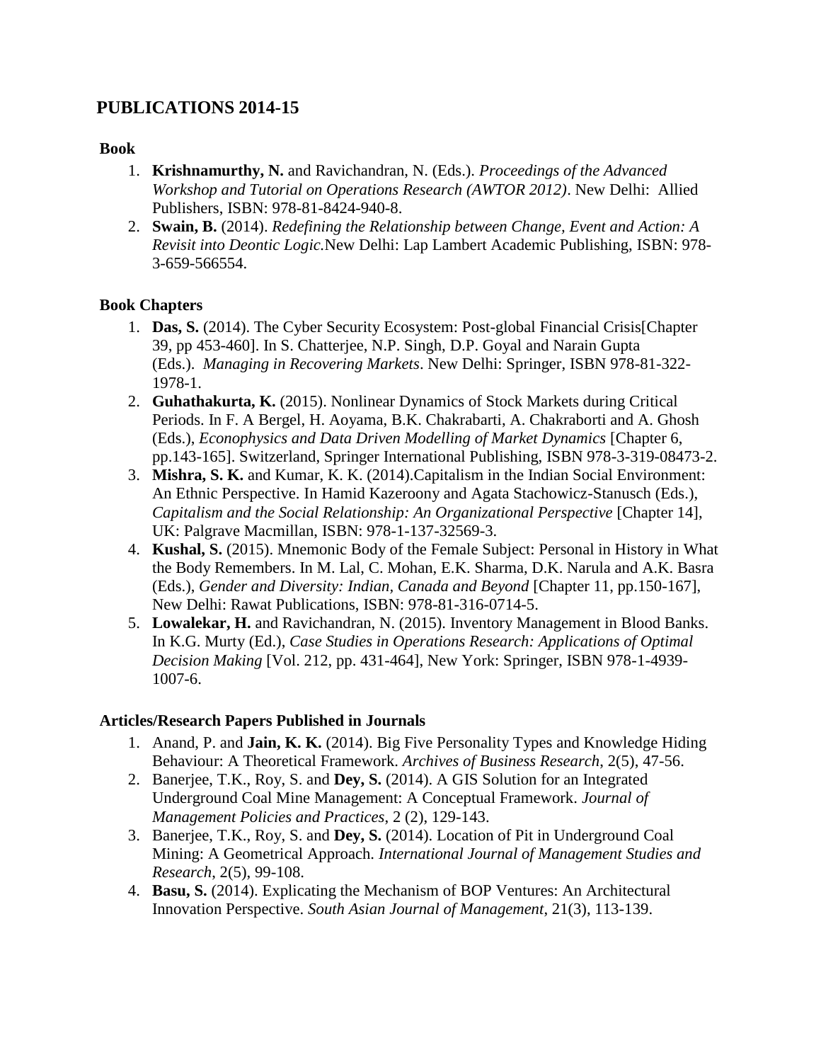# PUBLICATIONS 2014-15

### Book

1. **Krishnamurthy, N.** and Ravichandran, N. (Eds.). *Proceedings of the Advanced Workshop and Tutorial on Operations Research (AWTOR 2012)*. New Delhi: Allied Publishers, ISBN: 978-81-8424-940-8.
2. **Swain, B.** (2014). *Redefining the Relationship between Change, Event and Action: A Revisit into Deontic Logic.*New Delhi: Lap Lambert Academic Publishing, ISBN: 978-3-659-566554.

### Book Chapters

1. **Das, S.** (2014). The Cyber Security Ecosystem: Post-global Financial Crisis[Chapter 39, pp 453-460]. In S. Chatterjee, N.P. Singh, D.P. Goyal and Narain Gupta (Eds.). *Managing in Recovering Markets*. New Delhi: Springer, ISBN 978-81-322-1978-1.
2. **Guhathakurta, K.** (2015). Nonlinear Dynamics of Stock Markets during Critical Periods. In F. A Bergel, H. Aoyama, B.K. Chakrabarti, A. Chakraborti and A. Ghosh (Eds.), *Econophysics and Data Driven Modelling of Market Dynamics* [Chapter 6, pp.143-165]. Switzerland, Springer International Publishing, ISBN 978-3-319-08473-2.
3. **Mishra, S. K.** and Kumar, K. K. (2014).Capitalism in the Indian Social Environment: An Ethnic Perspective. In Hamid Kazeroony and Agata Stachowicz-Stanusch (Eds.), *Capitalism and the Social Relationship: An Organizational Perspective* [Chapter 14], UK: Palgrave Macmillan, ISBN: 978-1-137-32569-3.
4. **Kushal, S.** (2015). Mnemonic Body of the Female Subject: Personal in History in What the Body Remembers. In M. Lal, C. Mohan, E.K. Sharma, D.K. Narula and A.K. Basra (Eds.), *Gender and Diversity: Indian, Canada and Beyond* [Chapter 11, pp.150-167], New Delhi: Rawat Publications, ISBN: 978-81-316-0714-5.
5. **Lowalekar, H.** and Ravichandran, N. (2015). Inventory Management in Blood Banks. In K.G. Murty (Ed.), *Case Studies in Operations Research: Applications of Optimal Decision Making* [Vol. 212, pp. 431-464], New York: Springer, ISBN 978-1-4939-1007-6.

### Articles/Research Papers Published in Journals

1. Anand, P. and **Jain, K. K.** (2014). Big Five Personality Types and Knowledge Hiding Behaviour: A Theoretical Framework. *Archives of Business Research*, 2(5), 47-56.
2. Banerjee, T.K., Roy, S. and **Dey, S.** (2014). A GIS Solution for an Integrated Underground Coal Mine Management: A Conceptual Framework. *Journal of Management Policies and Practices*, 2 (2), 129-143.
3. Banerjee, T.K., Roy, S. and **Dey, S.** (2014). Location of Pit in Underground Coal Mining: A Geometrical Approach. *International Journal of Management Studies and Research*, 2(5), 99-108.
4. **Basu, S.** (2014). Explicating the Mechanism of BOP Ventures: An Architectural Innovation Perspective. *South Asian Journal of Management*, 21(3), 113-139.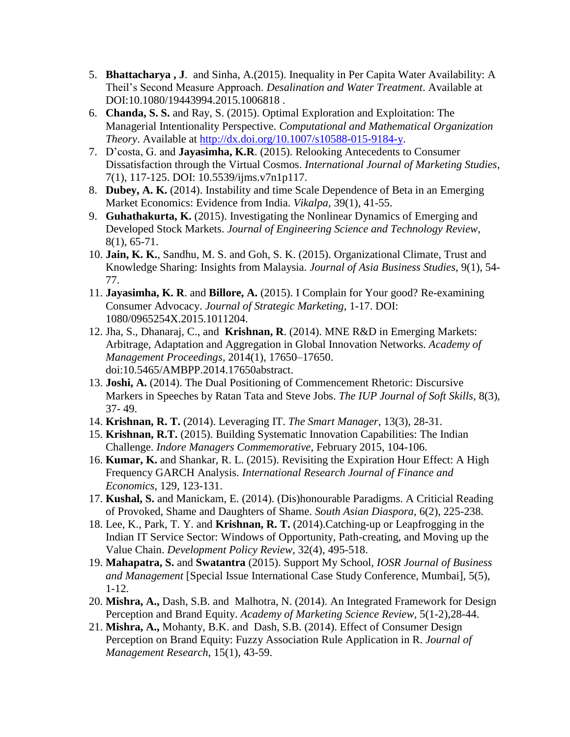5. **Bhattacharya , J**. and Sinha, A.(2015). Inequality in Per Capita Water Availability: A Theil's Second Measure Approach. *Desalination and Water Treatment*. Available at DOI:10.1080/19443994.2015.1006818 .
6. **Chanda, S. S.** and Ray, S. (2015). Optimal Exploration and Exploitation: The Managerial Intentionality Perspective. *Computational and Mathematical Organization Theory*. Available at http://dx.doi.org/10.1007/s10588-015-9184-y.
7. D'costa, G. and **Jayasimha, K.R**. (2015). Relooking Antecedents to Consumer Dissatisfaction through the Virtual Cosmos. *International Journal of Marketing Studies*, 7(1), 117-125. DOI: 10.5539/ijms.v7n1p117.
8. **Dubey, A. K.** (2014). Instability and time Scale Dependence of Beta in an Emerging Market Economics: Evidence from India. *Vikalpa*, 39(1), 41-55.
9. **Guhathakurta, K.** (2015). Investigating the Nonlinear Dynamics of Emerging and Developed Stock Markets. *Journal of Engineering Science and Technology Review*, 8(1), 65-71.
10. **Jain, K. K.**, Sandhu, M. S. and Goh, S. K. (2015). Organizational Climate, Trust and Knowledge Sharing: Insights from Malaysia. *Journal of Asia Business Studies*, 9(1), 54-77.
11. **Jayasimha, K. R**. and **Billore, A.** (2015). I Complain for Your good? Re-examining Consumer Advocacy. *Journal of Strategic Marketing*, 1-17. DOI: 1080/0965254X.2015.1011204.
12. Jha, S., Dhanaraj, C., and **Krishnan, R**. (2014). MNE R&D in Emerging Markets: Arbitrage, Adaptation and Aggregation in Global Innovation Networks. *Academy of Management Proceedings*, 2014(1), 17650–17650. doi:10.5465/AMBPP.2014.17650abstract.
13. **Joshi, A.** (2014). The Dual Positioning of Commencement Rhetoric: Discursive Markers in Speeches by Ratan Tata and Steve Jobs. *The IUP Journal of Soft Skills*, 8(3), 37- 49.
14. **Krishnan, R. T.** (2014). Leveraging IT. *The Smart Manager*, 13(3), 28-31.
15. **Krishnan, R.T.** (2015). Building Systematic Innovation Capabilities: The Indian Challenge. *Indore Managers Commemorative*, February 2015, 104-106.
16. **Kumar, K.** and Shankar, R. L. (2015). Revisiting the Expiration Hour Effect: A High Frequency GARCH Analysis. *International Research Journal of Finance and Economics*, 129, 123-131.
17. **Kushal, S.** and Manickam, E. (2014). (Dis)honourable Paradigms. A Criticial Reading of Provoked, Shame and Daughters of Shame. *South Asian Diaspora*, 6(2), 225-238.
18. Lee, K., Park, T. Y. and **Krishnan, R. T.** (2014).Catching-up or Leapfrogging in the Indian IT Service Sector: Windows of Opportunity, Path-creating, and Moving up the Value Chain. *Development Policy Review*, 32(4), 495-518.
19. **Mahapatra, S.** and **Swatantra** (2015). Support My School, *IOSR Journal of Business and Management* [Special Issue International Case Study Conference, Mumbai], 5(5), 1-12.
20. **Mishra, A.,** Dash, S.B. and Malhotra, N. (2014). An Integrated Framework for Design Perception and Brand Equity. *Academy of Marketing Science Review*, 5(1-2),28-44.
21. **Mishra, A.,** Mohanty, B.K. and Dash, S.B. (2014). Effect of Consumer Design Perception on Brand Equity: Fuzzy Association Rule Application in R. *Journal of Management Research*, 15(1), 43-59.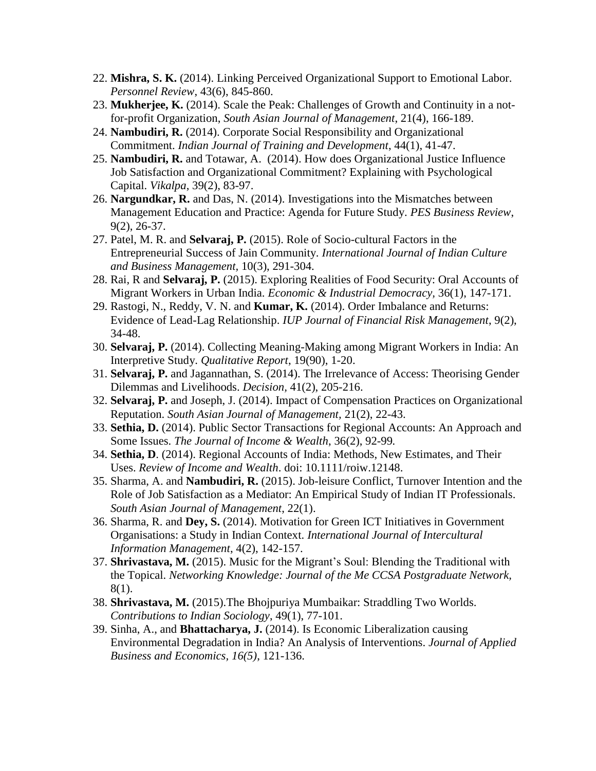22. **Mishra, S. K.** (2014). Linking Perceived Organizational Support to Emotional Labor. *Personnel Review*, 43(6), 845-860.
23. **Mukherjee, K.** (2014). Scale the Peak: Challenges of Growth and Continuity in a not-for-profit Organization, *South Asian Journal of Management*, 21(4), 166-189.
24. **Nambudiri, R.** (2014). Corporate Social Responsibility and Organizational Commitment. *Indian Journal of Training and Development*, 44(1), 41-47.
25. **Nambudiri, R.** and Totawar, A. (2014). How does Organizational Justice Influence Job Satisfaction and Organizational Commitment? Explaining with Psychological Capital. *Vikalpa*, 39(2), 83-97.
26. **Nargundkar, R.** and Das, N. (2014). Investigations into the Mismatches between Management Education and Practice: Agenda for Future Study. *PES Business Review*, 9(2), 26-37.
27. Patel, M. R. and **Selvaraj, P.** (2015). Role of Socio-cultural Factors in the Entrepreneurial Success of Jain Community. *International Journal of Indian Culture and Business Management*, 10(3), 291-304.
28. Rai, R and **Selvaraj, P.** (2015). Exploring Realities of Food Security: Oral Accounts of Migrant Workers in Urban India. *Economic & Industrial Democracy,* 36(1), 147-171.
29. Rastogi, N., Reddy, V. N. and **Kumar, K.** (2014). Order Imbalance and Returns: Evidence of Lead-Lag Relationship. *IUP Journal of Financial Risk Management*, 9(2), 34-48.
30. **Selvaraj, P.** (2014). Collecting Meaning-Making among Migrant Workers in India: An Interpretive Study. *Qualitative Report*, 19(90), 1-20.
31. **Selvaraj, P.** and Jagannathan, S. (2014). The Irrelevance of Access: Theorising Gender Dilemmas and Livelihoods. *Decision,* 41(2), 205-216.
32. **Selvaraj, P.** and Joseph, J. (2014). Impact of Compensation Practices on Organizational Reputation. *South Asian Journal of Management,* 21(2), 22-43.
33. **Sethia, D.** (2014). Public Sector Transactions for Regional Accounts: An Approach and Some Issues. *The Journal of Income & Wealth*, 36(2), 92-99.
34. **Sethia, D**. (2014). Regional Accounts of India: Methods, New Estimates, and Their Uses. *Review of Income and Wealth*. doi: 10.1111/roiw.12148.
35. Sharma, A. and **Nambudiri, R.** (2015). Job-leisure Conflict, Turnover Intention and the Role of Job Satisfaction as a Mediator: An Empirical Study of Indian IT Professionals. *South Asian Journal of Management*, 22(1).
36. Sharma, R. and **Dey, S.** (2014). Motivation for Green ICT Initiatives in Government Organisations: a Study in Indian Context. *International Journal of Intercultural Information Management*, 4(2), 142-157.
37. **Shrivastava, M.** (2015). Music for the Migrant's Soul: Blending the Traditional with the Topical. *Networking Knowledge: Journal of the Me CCSA Postgraduate Network,* 8(1).
38. **Shrivastava, M.** (2015).The Bhojpuriya Mumbaikar: Straddling Two Worlds. *Contributions to Indian Sociology*, 49(1), 77-101.
39. Sinha, A., and **Bhattacharya, J.** (2014). Is Economic Liberalization causing Environmental Degradation in India? An Analysis of Interventions. *Journal of Applied Business and Economics, 16(5)*, 121-136.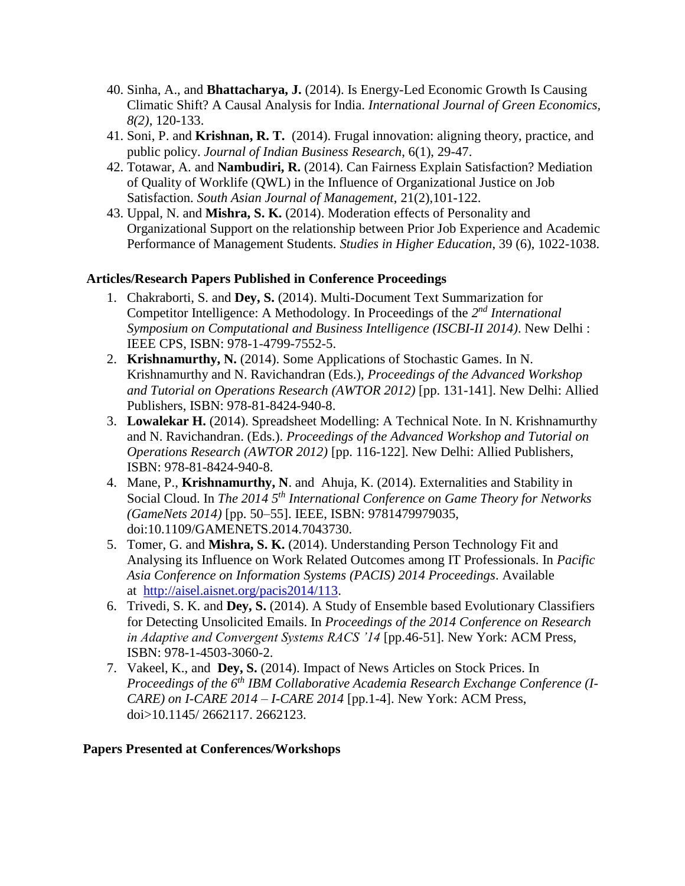40. Sinha, A., and **Bhattacharya, J.** (2014). Is Energy-Led Economic Growth Is Causing Climatic Shift? A Causal Analysis for India. *International Journal of Green Economics, 8(2)*, 120-133.
41. Soni, P. and **Krishnan, R. T.** (2014). Frugal innovation: aligning theory, practice, and public policy. *Journal of Indian Business Research*, 6(1), 29-47.
42. Totawar, A. and **Nambudiri, R.** (2014). Can Fairness Explain Satisfaction? Mediation of Quality of Worklife (QWL) in the Influence of Organizational Justice on Job Satisfaction. *South Asian Journal of Management*, 21(2),101-122.
43. Uppal, N. and **Mishra, S. K.** (2014). Moderation effects of Personality and Organizational Support on the relationship between Prior Job Experience and Academic Performance of Management Students. *Studies in Higher Education*, 39 (6), 1022-1038.

**Articles/Research Papers Published in Conference Proceedings**

1. Chakraborti, S. and **Dey, S.** (2014). Multi-Document Text Summarization for Competitor Intelligence: A Methodology. In Proceedings of the *2nd International Symposium on Computational and Business Intelligence (ISCBI-II 2014)*. New Delhi : IEEE CPS, ISBN: 978-1-4799-7552-5.
2. **Krishnamurthy, N.** (2014). Some Applications of Stochastic Games. In N. Krishnamurthy and N. Ravichandran (Eds.), *Proceedings of the Advanced Workshop and Tutorial on Operations Research (AWTOR 2012)* [pp. 131-141]. New Delhi: Allied Publishers, ISBN: 978-81-8424-940-8.
3. **Lowalekar H.** (2014). Spreadsheet Modelling: A Technical Note. In N. Krishnamurthy and N. Ravichandran. (Eds.). *Proceedings of the Advanced Workshop and Tutorial on Operations Research (AWTOR 2012)* [pp. 116-122]. New Delhi: Allied Publishers, ISBN: 978-81-8424-940-8.
4. Mane, P., **Krishnamurthy, N**. and Ahuja, K. (2014). Externalities and Stability in Social Cloud. In *The 2014 5th International Conference on Game Theory for Networks (GameNets 2014)* [pp. 50–55]. IEEE, ISBN: 9781479979035, doi:10.1109/GAMENETS.2014.7043730.
5. Tomer, G. and **Mishra, S. K.** (2014). Understanding Person Technology Fit and Analysing its Influence on Work Related Outcomes among IT Professionals. In *Pacific Asia Conference on Information Systems (PACIS) 2014 Proceedings*. Available at [http://aisel.aisnet.org/pacis2014/113](http://aisel.aisnet.org/pacis2014/113).
6. Trivedi, S. K. and **Dey, S.** (2014). A Study of Ensemble based Evolutionary Classifiers for Detecting Unsolicited Emails. In *Proceedings of the 2014 Conference on Research in Adaptive and Convergent Systems RACS '14* [pp.46-51]. New York: ACM Press, ISBN: 978-1-4503-3060-2.
7. Vakeel, K., and **Dey, S.** (2014). Impact of News Articles on Stock Prices. In *Proceedings of the 6th IBM Collaborative Academia Research Exchange Conference (I-CARE) on I-CARE 2014 – I-CARE 2014* [pp.1-4]. New York: ACM Press, doi>10.1145/ 2662117. 2662123.

**Papers Presented at Conferences/Workshops**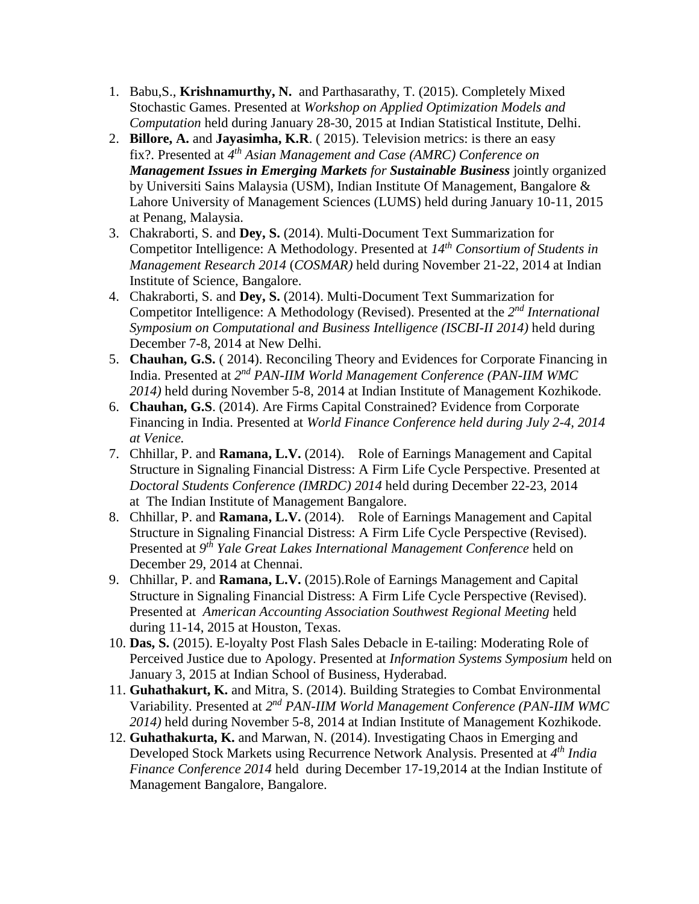1. Babu,S., **Krishnamurthy, N.** and Parthasarathy, T. (2015). Completely Mixed Stochastic Games. Presented at *Workshop on Applied Optimization Models and Computation* held during January 28-30, 2015 at Indian Statistical Institute, Delhi.
2. **Billore, A.** and **Jayasimha, K.R**. ( 2015). Television metrics: is there an easy fix?. Presented at *4th Asian Management and Case (AMRC) Conference on* ***Management Issues in Emerging Markets*** *for* ***Sustainable Business*** jointly organized by Universiti Sains Malaysia (USM), Indian Institute Of Management, Bangalore & Lahore University of Management Sciences (LUMS) held during January 10-11, 2015 at Penang, Malaysia.
3. Chakraborti, S. and **Dey, S.** (2014). Multi-Document Text Summarization for Competitor Intelligence: A Methodology. Presented at *14th Consortium of Students in Management Research 2014* (*COSMAR)* held during November 21-22, 2014 at Indian Institute of Science, Bangalore.
4. Chakraborti, S. and **Dey, S.** (2014). Multi-Document Text Summarization for Competitor Intelligence: A Methodology (Revised). Presented at the *2nd International Symposium on Computational and Business Intelligence (ISCBI-II 2014)* held during December 7-8, 2014 at New Delhi.
5. **Chauhan, G.S.** ( 2014). Reconciling Theory and Evidences for Corporate Financing in India. Presented at *2nd PAN-IIM World Management Conference (PAN-IIM WMC 2014)* held during November 5-8, 2014 at Indian Institute of Management Kozhikode.
6. **Chauhan, G.S**. (2014). Are Firms Capital Constrained? Evidence from Corporate Financing in India. Presented at *World Finance Conference held during July 2-4, 2014 at Venice.*
7. Chhillar, P. and **Ramana, L.V.** (2014). Role of Earnings Management and Capital Structure in Signaling Financial Distress: A Firm Life Cycle Perspective. Presented at *Doctoral Students Conference (IMRDC) 2014* held during December 22-23, 2014 at The Indian Institute of Management Bangalore.
8. Chhillar, P. and **Ramana, L.V.** (2014). Role of Earnings Management and Capital Structure in Signaling Financial Distress: A Firm Life Cycle Perspective (Revised). Presented at *9th Yale Great Lakes International Management Conference* held on December 29, 2014 at Chennai.
9. Chhillar, P. and **Ramana, L.V.** (2015).Role of Earnings Management and Capital Structure in Signaling Financial Distress: A Firm Life Cycle Perspective (Revised). Presented at *American Accounting Association Southwest Regional Meeting* held during 11-14, 2015 at Houston, Texas.
10. **Das, S.** (2015). E-loyalty Post Flash Sales Debacle in E-tailing: Moderating Role of Perceived Justice due to Apology. Presented at *Information Systems Symposium* held on January 3, 2015 at Indian School of Business, Hyderabad.
11. **Guhathakurt, K.** and Mitra, S. (2014). Building Strategies to Combat Environmental Variability. Presented at *2nd PAN-IIM World Management Conference (PAN-IIM WMC 2014)* held during November 5-8, 2014 at Indian Institute of Management Kozhikode.
12. **Guhathakurta, K.** and Marwan, N. (2014). Investigating Chaos in Emerging and Developed Stock Markets using Recurrence Network Analysis. Presented at *4th India Finance Conference 2014* held during December 17-19,2014 at the Indian Institute of Management Bangalore, Bangalore.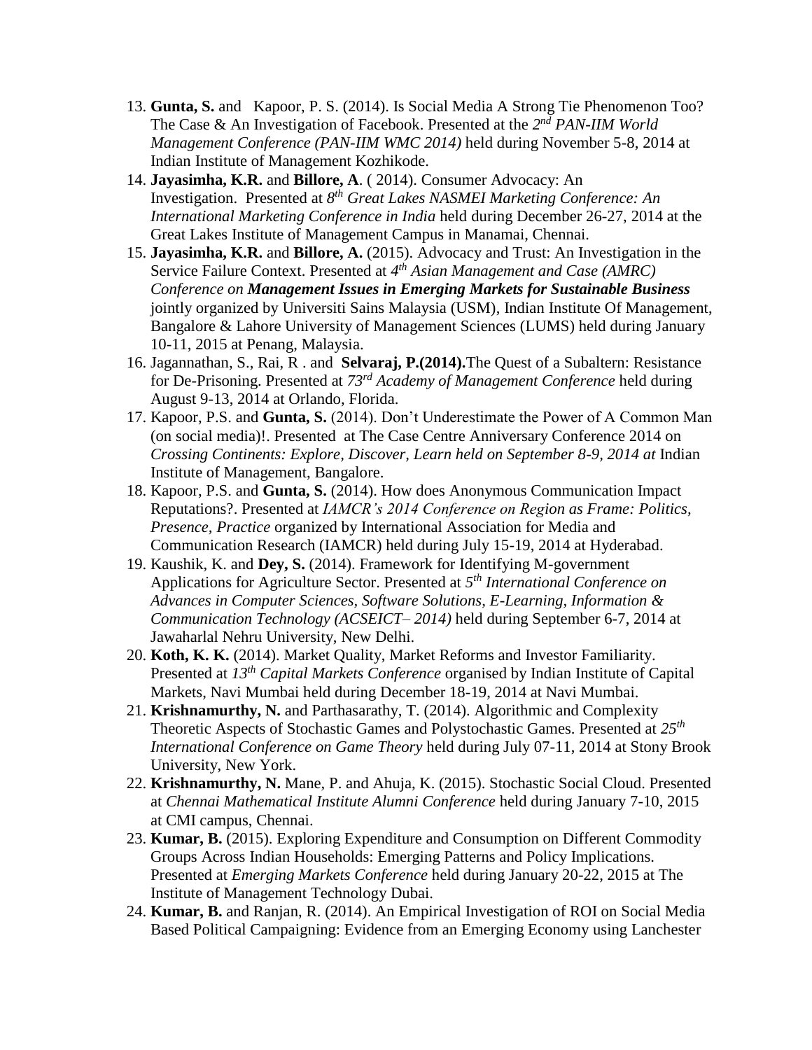13. **Gunta, S.** and Kapoor, P. S. (2014). Is Social Media A Strong Tie Phenomenon Too? The Case & An Investigation of Facebook. Presented at the *2nd PAN-IIM World Management Conference (PAN-IIM WMC 2014)* held during November 5-8, 2014 at Indian Institute of Management Kozhikode.
14. **Jayasimha, K.R.** and **Billore, A**. ( 2014). Consumer Advocacy: An Investigation. Presented at *8th Great Lakes NASMEI Marketing Conference: An International Marketing Conference in India* held during December 26-27, 2014 at the Great Lakes Institute of Management Campus in Manamai, Chennai.
15. **Jayasimha, K.R.** and **Billore, A.** (2015). Advocacy and Trust: An Investigation in the Service Failure Context. Presented at *4th Asian Management and Case (AMRC) Conference on **Management Issues in Emerging Markets for Sustainable Business*** jointly organized by Universiti Sains Malaysia (USM), Indian Institute Of Management, Bangalore & Lahore University of Management Sciences (LUMS) held during January 10-11, 2015 at Penang, Malaysia.
16. Jagannathan, S., Rai, R . and **Selvaraj, P.(2014).**The Quest of a Subaltern: Resistance for De-Prisoning. Presented at *73rd Academy of Management Conference* held during August 9-13, 2014 at Orlando, Florida.
17. Kapoor, P.S. and **Gunta, S.** (2014). Don't Underestimate the Power of A Common Man (on social media)!. Presented at The Case Centre Anniversary Conference 2014 on *Crossing Continents: Explore, Discover, Learn held on September 8-9, 2014 at* Indian Institute of Management, Bangalore.
18. Kapoor, P.S. and **Gunta, S.** (2014). How does Anonymous Communication Impact Reputations?. Presented at *IAMCR's 2014 Conference on Region as Frame: Politics, Presence, Practice* organized by International Association for Media and Communication Research (IAMCR) held during July 15-19, 2014 at Hyderabad.
19. Kaushik, K. and **Dey, S.** (2014). Framework for Identifying M-government Applications for Agriculture Sector. Presented at *5th International Conference on Advances in Computer Sciences, Software Solutions, E-Learning, Information & Communication Technology (ACSEICT– 2014)* held during September 6-7, 2014 at Jawaharlal Nehru University, New Delhi.
20. **Koth, K. K.** (2014). Market Quality, Market Reforms and Investor Familiarity. Presented at *13th Capital Markets Conference* organised by Indian Institute of Capital Markets, Navi Mumbai held during December 18-19, 2014 at Navi Mumbai.
21. **Krishnamurthy, N.** and Parthasarathy, T. (2014). Algorithmic and Complexity Theoretic Aspects of Stochastic Games and Polystochastic Games. Presented at *25th International Conference on Game Theory* held during July 07-11, 2014 at Stony Brook University, New York.
22. **Krishnamurthy, N.** Mane, P. and Ahuja, K. (2015). Stochastic Social Cloud. Presented at *Chennai Mathematical Institute Alumni Conference* held during January 7-10, 2015 at CMI campus, Chennai.
23. **Kumar, B.** (2015). Exploring Expenditure and Consumption on Different Commodity Groups Across Indian Households: Emerging Patterns and Policy Implications. Presented at *Emerging Markets Conference* held during January 20-22, 2015 at The Institute of Management Technology Dubai.
24. **Kumar, B.** and Ranjan, R. (2014). An Empirical Investigation of ROI on Social Media Based Political Campaigning: Evidence from an Emerging Economy using Lanchester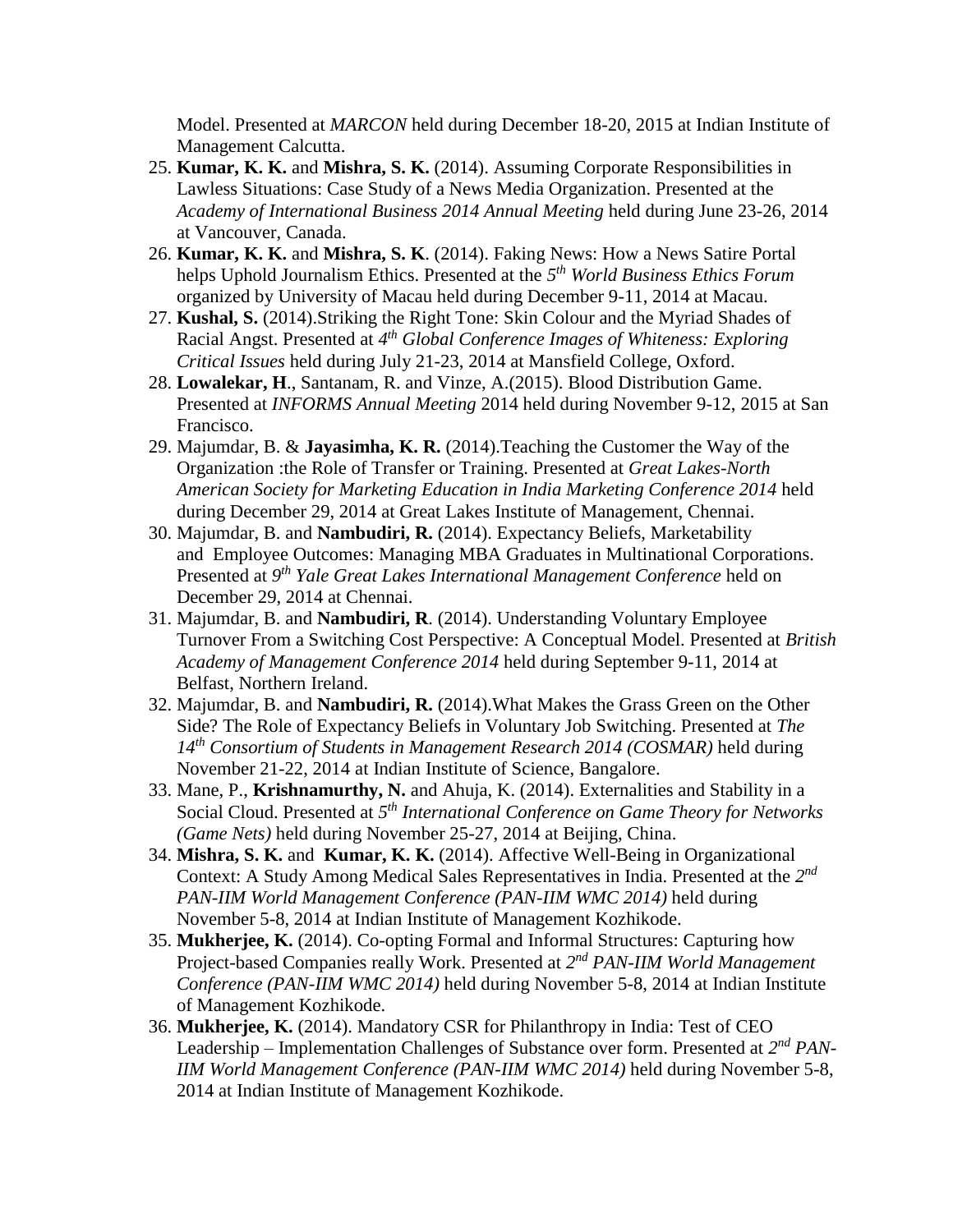Model. Presented at *MARCON* held during December 18-20, 2015 at Indian Institute of Management Calcutta.

25. **Kumar, K. K.** and **Mishra, S. K.** (2014). Assuming Corporate Responsibilities in Lawless Situations: Case Study of a News Media Organization. Presented at the *Academy of International Business 2014 Annual Meeting* held during June 23-26, 2014 at Vancouver, Canada.
26. **Kumar, K. K.** and **Mishra, S. K**. (2014). Faking News: How a News Satire Portal helps Uphold Journalism Ethics. Presented at the *5th World Business Ethics Forum* organized by University of Macau held during December 9-11, 2014 at Macau.
27. **Kushal, S.** (2014).Striking the Right Tone: Skin Colour and the Myriad Shades of Racial Angst. Presented at *4th Global Conference Images of Whiteness: Exploring Critical Issues* held during July 21-23, 2014 at Mansfield College, Oxford.
28. **Lowalekar, H**., Santanam, R. and Vinze, A.(2015). Blood Distribution Game. Presented at *INFORMS Annual Meeting* 2014 held during November 9-12, 2015 at San Francisco.
29. Majumdar, B. & **Jayasimha, K. R.** (2014).Teaching the Customer the Way of the Organization :the Role of Transfer or Training. Presented at *Great Lakes-North American Society for Marketing Education in India Marketing Conference 2014* held during December 29, 2014 at Great Lakes Institute of Management, Chennai.
30. Majumdar, B. and **Nambudiri, R.** (2014). Expectancy Beliefs, Marketability and Employee Outcomes: Managing MBA Graduates in Multinational Corporations. Presented at *9th Yale Great Lakes International Management Conference* held on December 29, 2014 at Chennai.
31. Majumdar, B. and **Nambudiri, R**. (2014). Understanding Voluntary Employee Turnover From a Switching Cost Perspective: A Conceptual Model. Presented at *British Academy of Management Conference 2014* held during September 9-11, 2014 at Belfast, Northern Ireland.
32. Majumdar, B. and **Nambudiri, R.** (2014).What Makes the Grass Green on the Other Side? The Role of Expectancy Beliefs in Voluntary Job Switching. Presented at *The 14th Consortium of Students in Management Research 2014 (COSMAR)* held during November 21-22, 2014 at Indian Institute of Science, Bangalore.
33. Mane, P., **Krishnamurthy, N.** and Ahuja, K. (2014). Externalities and Stability in a Social Cloud. Presented at *5th International Conference on Game Theory for Networks (Game Nets)* held during November 25-27, 2014 at Beijing, China.
34. **Mishra, S. K.** and **Kumar, K. K.** (2014). Affective Well-Being in Organizational Context: A Study Among Medical Sales Representatives in India. Presented at the *2nd PAN-IIM World Management Conference (PAN-IIM WMC 2014)* held during November 5-8, 2014 at Indian Institute of Management Kozhikode.
35. **Mukherjee, K.** (2014). Co-opting Formal and Informal Structures: Capturing how Project-based Companies really Work. Presented at *2nd PAN-IIM World Management Conference (PAN-IIM WMC 2014)* held during November 5-8, 2014 at Indian Institute of Management Kozhikode.
36. **Mukherjee, K.** (2014). Mandatory CSR for Philanthropy in India: Test of CEO Leadership – Implementation Challenges of Substance over form. Presented at *2nd PAN-IIM World Management Conference (PAN-IIM WMC 2014)* held during November 5-8, 2014 at Indian Institute of Management Kozhikode.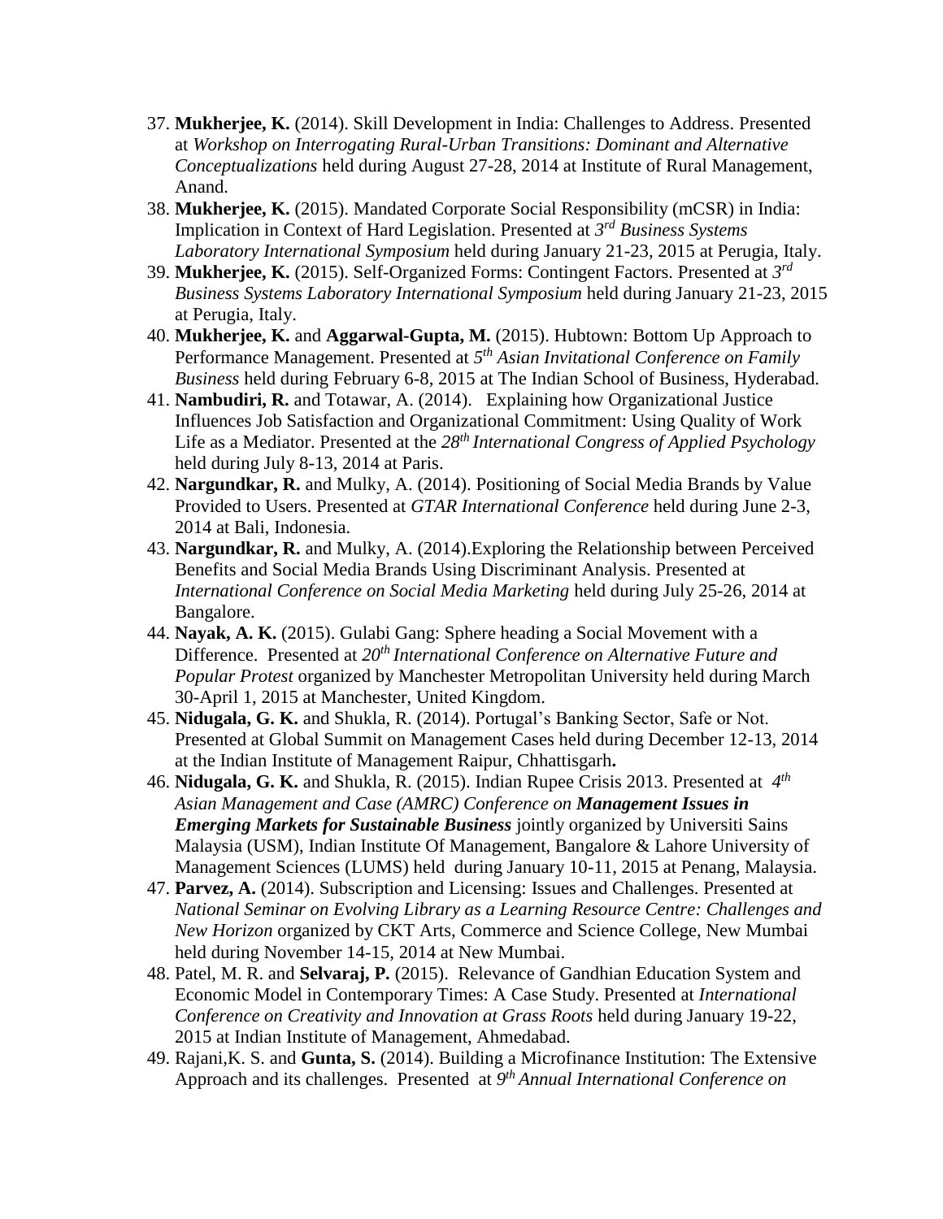37. **Mukherjee, K.** (2014). Skill Development in India: Challenges to Address. Presented at *Workshop on Interrogating Rural-Urban Transitions: Dominant and Alternative Conceptualizations* held during August 27-28, 2014 at Institute of Rural Management, Anand.
38. **Mukherjee, K.** (2015). Mandated Corporate Social Responsibility (mCSR) in India: Implication in Context of Hard Legislation. Presented at *3rd Business Systems Laboratory International Symposium* held during January 21-23, 2015 at Perugia, Italy.
39. **Mukherjee, K.** (2015). Self-Organized Forms: Contingent Factors. Presented at *3rd Business Systems Laboratory International Symposium* held during January 21-23, 2015 at Perugia, Italy.
40. **Mukherjee, K.** and **Aggarwal-Gupta, M.** (2015). Hubtown: Bottom Up Approach to Performance Management. Presented at *5th Asian Invitational Conference on Family Business* held during February 6-8, 2015 at The Indian School of Business, Hyderabad.
41. **Nambudiri, R.** and Totawar, A. (2014). Explaining how Organizational Justice Influences Job Satisfaction and Organizational Commitment: Using Quality of Work Life as a Mediator. Presented at the *28th International Congress of Applied Psychology* held during July 8-13, 2014 at Paris.
42. **Nargundkar, R.** and Mulky, A. (2014). Positioning of Social Media Brands by Value Provided to Users. Presented at *GTAR International Conference* held during June 2-3, 2014 at Bali, Indonesia.
43. **Nargundkar, R.** and Mulky, A. (2014).Exploring the Relationship between Perceived Benefits and Social Media Brands Using Discriminant Analysis. Presented at *International Conference on Social Media Marketing* held during July 25-26, 2014 at Bangalore.
44. **Nayak, A. K.** (2015). Gulabi Gang: Sphere heading a Social Movement with a Difference. Presented at *20th International Conference on Alternative Future and Popular Protest* organized by Manchester Metropolitan University held during March 30-April 1, 2015 at Manchester, United Kingdom.
45. **Nidugala, G. K.** and Shukla, R. (2014). Portugal's Banking Sector, Safe or Not. Presented at Global Summit on Management Cases held during December 12-13, 2014 at the Indian Institute of Management Raipur, Chhattisgarh**.**
46. **Nidugala, G. K.** and Shukla, R. (2015). Indian Rupee Crisis 2013. Presented at *4th Asian Management and Case (AMRC) Conference on **Management Issues in Emerging Markets for Sustainable Business*** jointly organized by Universiti Sains Malaysia (USM), Indian Institute Of Management, Bangalore & Lahore University of Management Sciences (LUMS) held during January 10-11, 2015 at Penang, Malaysia.
47. **Parvez, A.** (2014). Subscription and Licensing: Issues and Challenges. Presented at *National Seminar on Evolving Library as a Learning Resource Centre: Challenges and New Horizon* organized by CKT Arts, Commerce and Science College, New Mumbai held during November 14-15, 2014 at New Mumbai.
48. Patel, M. R. and **Selvaraj, P.** (2015). Relevance of Gandhian Education System and Economic Model in Contemporary Times: A Case Study. Presented at *International Conference on Creativity and Innovation at Grass Roots* held during January 19-22, 2015 at Indian Institute of Management, Ahmedabad.
49. Rajani,K. S. and **Gunta, S.** (2014). Building a Microfinance Institution: The Extensive Approach and its challenges. Presented at *9th Annual International Conference on*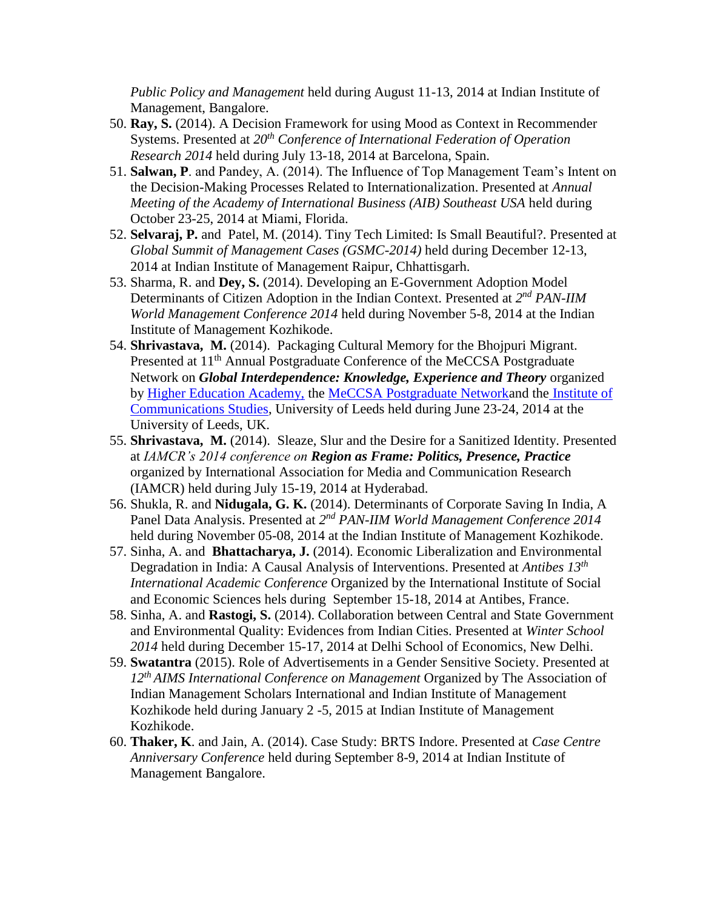*Public Policy and Management* held during August 11-13, 2014 at Indian Institute of Management, Bangalore.

50. **Ray, S.** (2014). A Decision Framework for using Mood as Context in Recommender Systems. Presented at *20th Conference of International Federation of Operation Research 2014* held during July 13-18, 2014 at Barcelona, Spain.
51. **Salwan, P**. and Pandey, A. (2014). The Influence of Top Management Team's Intent on the Decision-Making Processes Related to Internationalization. Presented at *Annual Meeting of the Academy of International Business (AIB) Southeast USA* held during October 23-25, 2014 at Miami, Florida.
52. **Selvaraj, P.** and Patel, M. (2014). Tiny Tech Limited: Is Small Beautiful?. Presented at *Global Summit of Management Cases (GSMC-2014)* held during December 12-13, 2014 at Indian Institute of Management Raipur, Chhattisgarh.
53. Sharma, R. and **Dey, S.** (2014). Developing an E-Government Adoption Model Determinants of Citizen Adoption in the Indian Context. Presented at *2nd PAN-IIM World Management Conference 2014* held during November 5-8, 2014 at the Indian Institute of Management Kozhikode.
54. **Shrivastava, M.** (2014). Packaging Cultural Memory for the Bhojpuri Migrant. Presented at 11th Annual Postgraduate Conference of the MeCCSA Postgraduate Network on ***Global Interdependence: Knowledge, Experience and Theory*** organized by Higher Education Academy, the MeCCSA Postgraduate Networkand the Institute of Communications Studies, University of Leeds held during June 23-24, 2014 at the University of Leeds, UK.
55. **Shrivastava, M.** (2014). Sleaze, Slur and the Desire for a Sanitized Identity. Presented at *IAMCR's 2014 conference on* ***Region as Frame: Politics, Presence, Practice*** organized by International Association for Media and Communication Research (IAMCR) held during July 15-19, 2014 at Hyderabad.
56. Shukla, R. and **Nidugala, G. K.** (2014). Determinants of Corporate Saving In India, A Panel Data Analysis. Presented at *2nd PAN-IIM World Management Conference 2014* held during November 05-08, 2014 at the Indian Institute of Management Kozhikode.
57. Sinha, A. and **Bhattacharya, J.** (2014). Economic Liberalization and Environmental Degradation in India: A Causal Analysis of Interventions. Presented at *Antibes 13th International Academic Conference* Organized by the International Institute of Social and Economic Sciences hels during September 15-18, 2014 at Antibes, France.
58. Sinha, A. and **Rastogi, S.** (2014). Collaboration between Central and State Government and Environmental Quality: Evidences from Indian Cities. Presented at *Winter School 2014* held during December 15-17, 2014 at Delhi School of Economics, New Delhi.
59. **Swatantra** (2015). Role of Advertisements in a Gender Sensitive Society. Presented at *12th AIMS International Conference on Management* Organized by The Association of Indian Management Scholars International and Indian Institute of Management Kozhikode held during January 2 -5, 2015 at Indian Institute of Management Kozhikode.
60. **Thaker, K**. and Jain, A. (2014). Case Study: BRTS Indore. Presented at *Case Centre Anniversary Conference* held during September 8-9, 2014 at Indian Institute of Management Bangalore.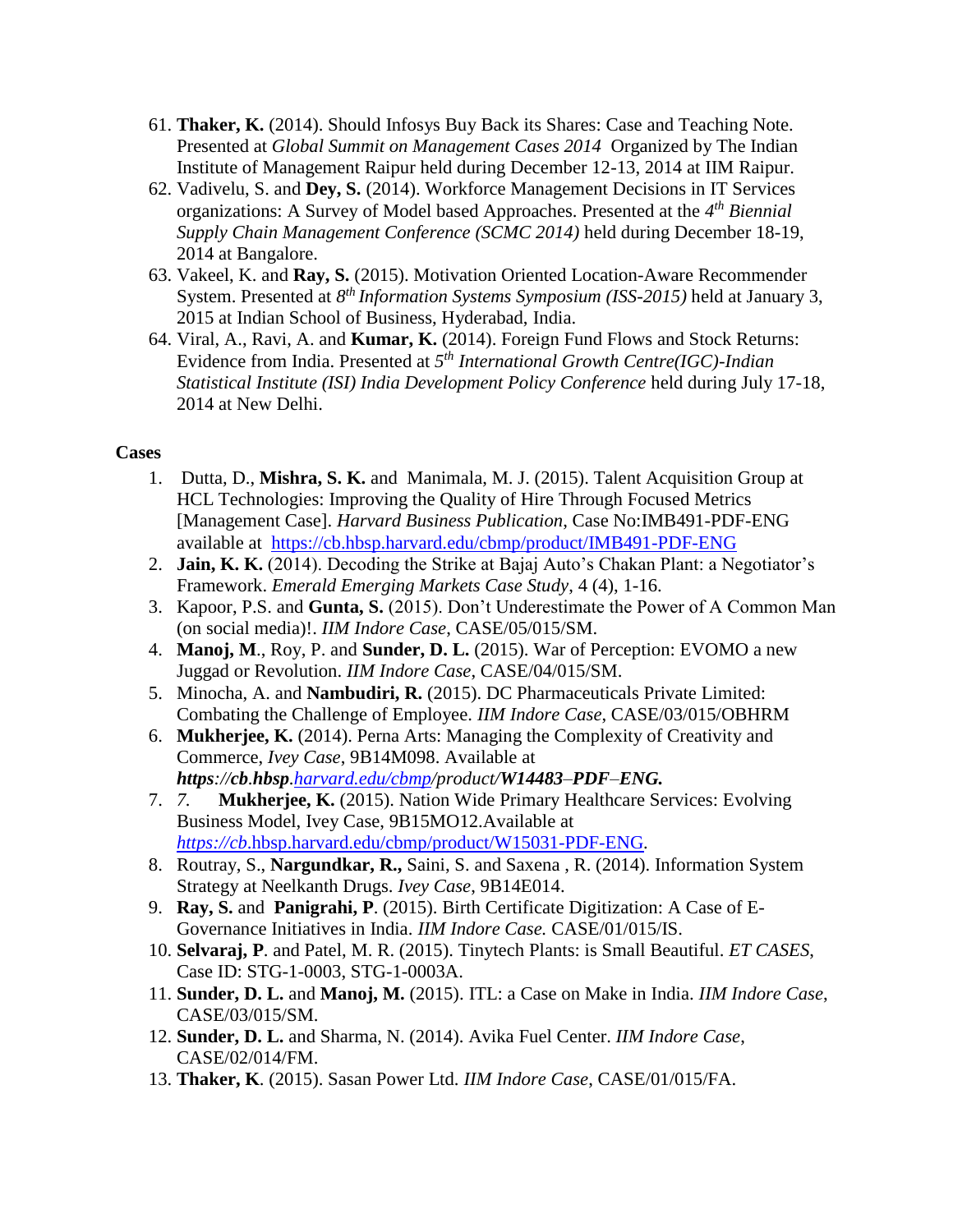61. **Thaker, K.** (2014). Should Infosys Buy Back its Shares: Case and Teaching Note. Presented at *Global Summit on Management Cases 2014* Organized by The Indian Institute of Management Raipur held during December 12-13, 2014 at IIM Raipur.
62. Vadivelu, S. and **Dey, S.** (2014). Workforce Management Decisions in IT Services organizations: A Survey of Model based Approaches. Presented at the *4th Biennial Supply Chain Management Conference (SCMC 2014)* held during December 18-19, 2014 at Bangalore.
63. Vakeel, K. and **Ray, S.** (2015). Motivation Oriented Location-Aware Recommender System. Presented at *8th Information Systems Symposium (ISS-2015)* held at January 3, 2015 at Indian School of Business, Hyderabad, India.
64. Viral, A., Ravi, A. and **Kumar, K.** (2014). Foreign Fund Flows and Stock Returns: Evidence from India. Presented at *5th International Growth Centre(IGC)-Indian Statistical Institute (ISI) India Development Policy Conference* held during July 17-18, 2014 at New Delhi.

**Cases**

1. Dutta, D., **Mishra, S. K.** and Manimala, M. J. (2015). Talent Acquisition Group at HCL Technologies: Improving the Quality of Hire Through Focused Metrics [Management Case]. *Harvard Business Publication*, Case No:IMB491-PDF-ENG available at https://cb.hbsp.harvard.edu/cbmp/product/IMB491-PDF-ENG
2. **Jain, K. K.** (2014). Decoding the Strike at Bajaj Auto's Chakan Plant: a Negotiator's Framework. *Emerald Emerging Markets Case Study*, 4 (4), 1-16.
3. Kapoor, P.S. and **Gunta, S.** (2015). Don't Underestimate the Power of A Common Man (on social media)!. *IIM Indore Case*, CASE/05/015/SM.
4. **Manoj, M**., Roy, P. and **Sunder, D. L.** (2015). War of Perception: EVOMO a new Juggad or Revolution. *IIM Indore Case*, CASE/04/015/SM.
5. Minocha, A. and **Nambudiri, R.** (2015). DC Pharmaceuticals Private Limited: Combating the Challenge of Employee. *IIM Indore Case*, CASE/03/015/OBHRM
6. **Mukherjee, K.** (2014). Perna Arts: Managing the Complexity of Creativity and Commerce, *Ivey Case*, 9B14M098. Available at ***https://cb.hbsp.harvard.edu/cbmp/product/W14483–PDF–ENG.***
7. *7.* **Mukherjee, K.** (2015). Nation Wide Primary Healthcare Services: Evolving Business Model, Ivey Case, 9B15MO12.Available at *https://cb*.hbsp.harvard.edu/cbmp/product/W15031-PDF-ENG.
8. Routray, S., **Nargundkar, R.,** Saini, S. and Saxena , R. (2014). Information System Strategy at Neelkanth Drugs. *Ivey Case*, 9B14E014.
9. **Ray, S.** and **Panigrahi, P**. (2015). Birth Certificate Digitization: A Case of E-Governance Initiatives in India. *IIM Indore Case.* CASE/01/015/IS.
10. **Selvaraj, P**. and Patel, M. R. (2015). Tinytech Plants: is Small Beautiful. *ET CASES*, Case ID: STG-1-0003, STG-1-0003A.
11. **Sunder, D. L.** and **Manoj, M.** (2015). ITL: a Case on Make in India. *IIM Indore Case*, CASE/03/015/SM.
12. **Sunder, D. L.** and Sharma, N. (2014). Avika Fuel Center. *IIM Indore Case*, CASE/02/014/FM.
13. **Thaker, K**. (2015). Sasan Power Ltd. *IIM Indore Case*, CASE/01/015/FA.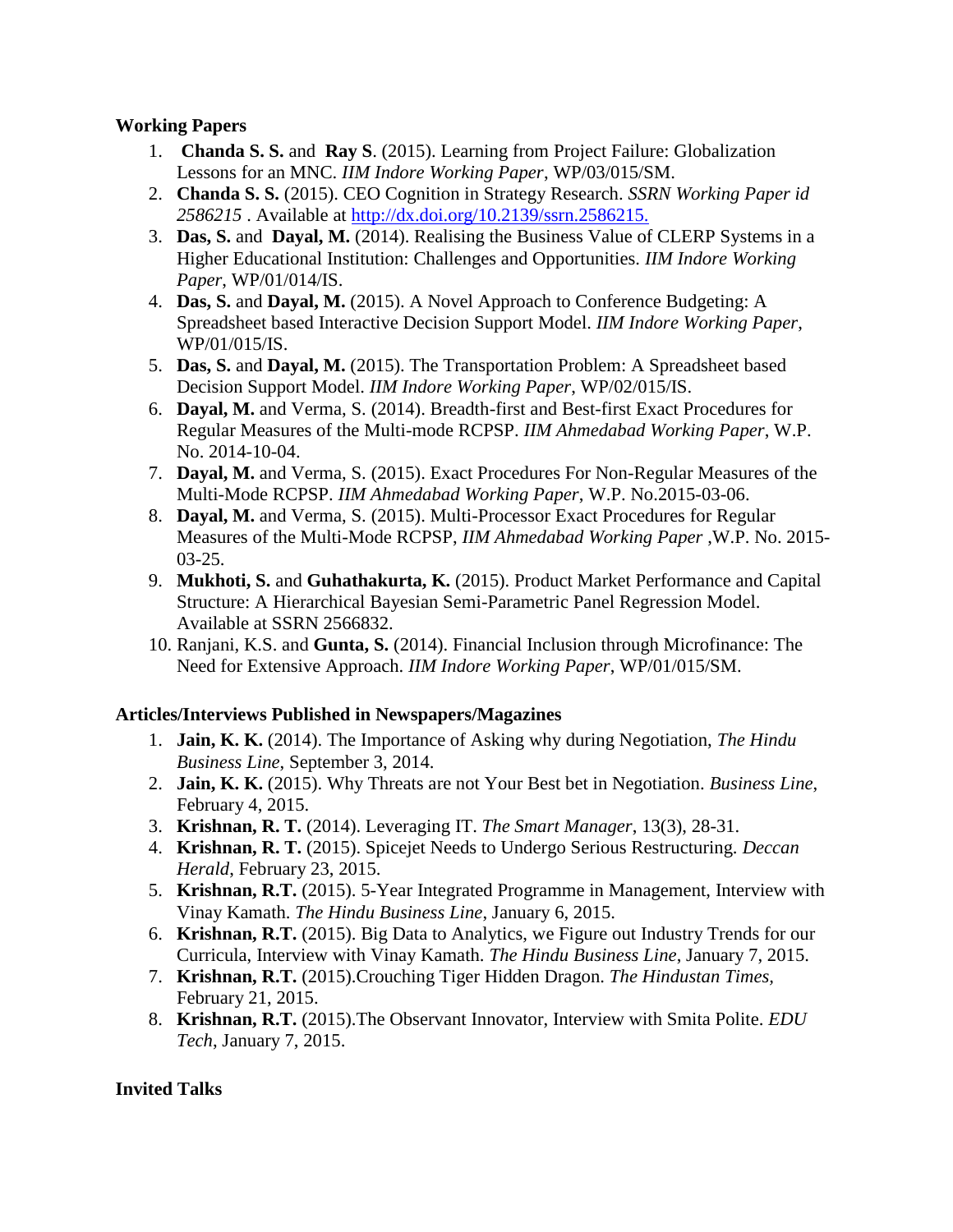**Working Papers**

1. **Chanda S. S.** and **Ray S**. (2015). Learning from Project Failure: Globalization Lessons for an MNC. *IIM Indore Working Paper*, WP/03/015/SM.
2. **Chanda S. S.** (2015). CEO Cognition in Strategy Research. *SSRN Working Paper id 2586215* . Available at http://dx.doi.org/10.2139/ssrn.2586215.
3. **Das, S.** and **Dayal, M.** (2014). Realising the Business Value of CLERP Systems in a Higher Educational Institution: Challenges and Opportunities. *IIM Indore Working Paper*, WP/01/014/IS.
4. **Das, S.** and **Dayal, M.** (2015). A Novel Approach to Conference Budgeting: A Spreadsheet based Interactive Decision Support Model. *IIM Indore Working Paper*, WP/01/015/IS.
5. **Das, S.** and **Dayal, M.** (2015). The Transportation Problem: A Spreadsheet based Decision Support Model. *IIM Indore Working Paper*, WP/02/015/IS.
6. **Dayal, M.** and Verma, S. (2014). Breadth-first and Best-first Exact Procedures for Regular Measures of the Multi-mode RCPSP. *IIM Ahmedabad Working Paper*, W.P. No. 2014-10-04.
7. **Dayal, M.** and Verma, S. (2015). Exact Procedures For Non-Regular Measures of the Multi-Mode RCPSP. *IIM Ahmedabad Working Paper*, W.P. No.2015-03-06.
8. **Dayal, M.** and Verma, S. (2015). Multi-Processor Exact Procedures for Regular Measures of the Multi-Mode RCPSP, *IIM Ahmedabad Working Paper* ,W.P. No. 2015-03-25.
9. **Mukhoti, S.** and **Guhathakurta, K.** (2015). Product Market Performance and Capital Structure: A Hierarchical Bayesian Semi-Parametric Panel Regression Model. Available at SSRN 2566832.
10. Ranjani, K.S. and **Gunta, S.** (2014). Financial Inclusion through Microfinance: The Need for Extensive Approach. *IIM Indore Working Paper*, WP/01/015/SM.

**Articles/Interviews Published in Newspapers/Magazines**

1. **Jain, K. K.** (2014). The Importance of Asking why during Negotiation, *The Hindu Business Line*, September 3, 2014.
2. **Jain, K. K.** (2015). Why Threats are not Your Best bet in Negotiation. *Business Line*, February 4, 2015.
3. **Krishnan, R. T.** (2014). Leveraging IT. *The Smart Manager*, 13(3), 28-31.
4. **Krishnan, R. T.** (2015). Spicejet Needs to Undergo Serious Restructuring. *Deccan Herald*, February 23, 2015.
5. **Krishnan, R.T.** (2015). 5-Year Integrated Programme in Management, Interview with Vinay Kamath. *The Hindu Business Line*, January 6, 2015.
6. **Krishnan, R.T.** (2015). Big Data to Analytics, we Figure out Industry Trends for our Curricula, Interview with Vinay Kamath. *The Hindu Business Line*, January 7, 2015.
7. **Krishnan, R.T.** (2015).Crouching Tiger Hidden Dragon. *The Hindustan Times*, February 21, 2015.
8. **Krishnan, R.T.** (2015).The Observant Innovator, Interview with Smita Polite. *EDU Tech*, January 7, 2015.

**Invited Talks**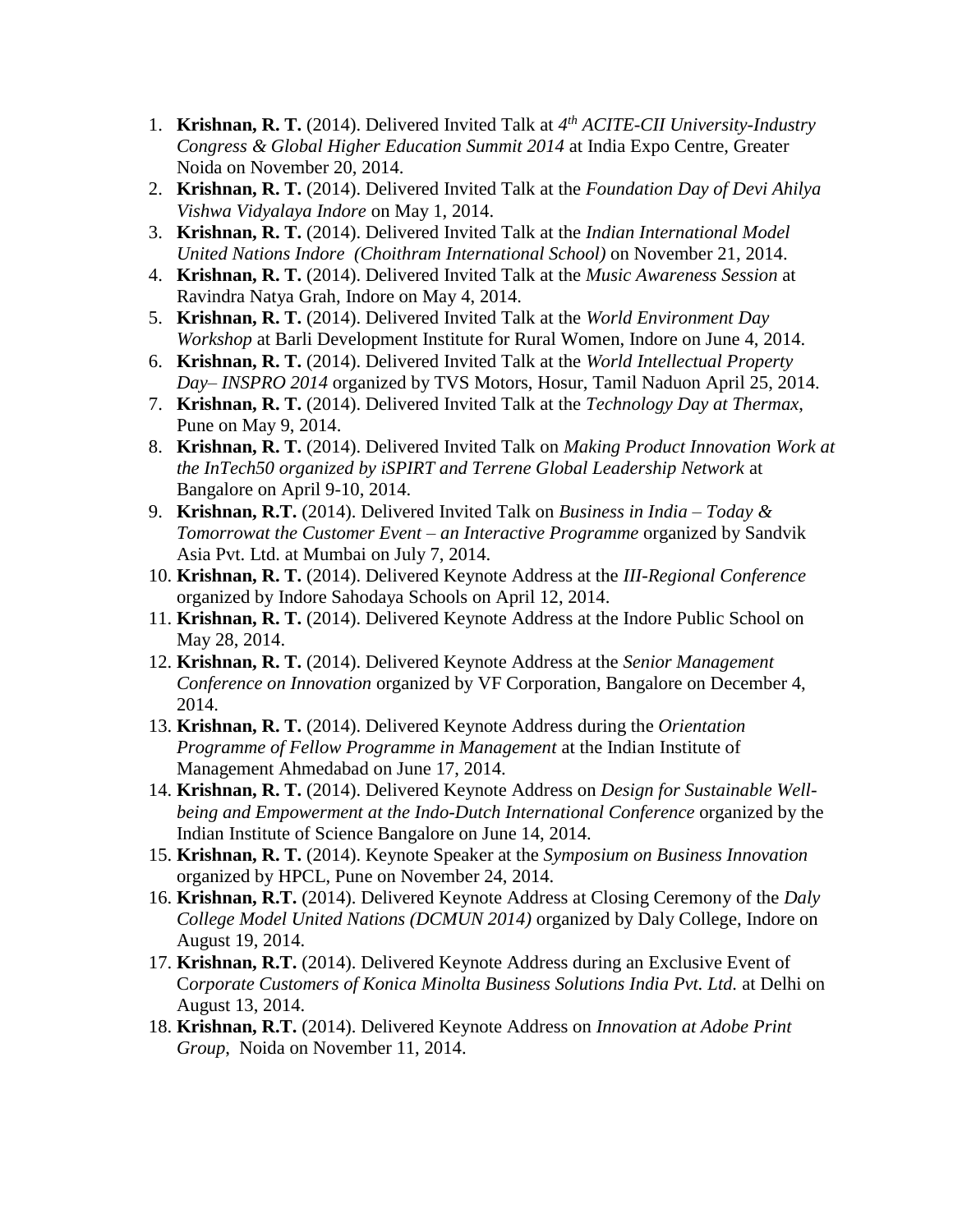1. **Krishnan, R. T.** (2014). Delivered Invited Talk at *4th ACITE-CII University-Industry Congress & Global Higher Education Summit 2014* at India Expo Centre, Greater Noida on November 20, 2014.
2. **Krishnan, R. T.** (2014). Delivered Invited Talk at the *Foundation Day of Devi Ahilya Vishwa Vidyalaya Indore* on May 1, 2014.
3. **Krishnan, R. T.** (2014). Delivered Invited Talk at the *Indian International Model United Nations Indore (Choithram International School)* on November 21, 2014.
4. **Krishnan, R. T.** (2014). Delivered Invited Talk at the *Music Awareness Session* at Ravindra Natya Grah, Indore on May 4, 2014.
5. **Krishnan, R. T.** (2014). Delivered Invited Talk at the *World Environment Day Workshop* at Barli Development Institute for Rural Women, Indore on June 4, 2014.
6. **Krishnan, R. T.** (2014). Delivered Invited Talk at the *World Intellectual Property Day– INSPRO 2014* organized by TVS Motors, Hosur, Tamil Naduon April 25, 2014.
7. **Krishnan, R. T.** (2014). Delivered Invited Talk at the *Technology Day at Thermax*, Pune on May 9, 2014.
8. **Krishnan, R. T.** (2014). Delivered Invited Talk on *Making Product Innovation Work at the InTech50 organized by iSPIRT and Terrene Global Leadership Network* at Bangalore on April 9-10, 2014.
9. **Krishnan, R.T.** (2014). Delivered Invited Talk on *Business in India – Today & Tomorrowat the Customer Event – an Interactive Programme* organized by Sandvik Asia Pvt. Ltd. at Mumbai on July 7, 2014.
10. **Krishnan, R. T.** (2014). Delivered Keynote Address at the *III-Regional Conference* organized by Indore Sahodaya Schools on April 12, 2014.
11. **Krishnan, R. T.** (2014). Delivered Keynote Address at the Indore Public School on May 28, 2014.
12. **Krishnan, R. T.** (2014). Delivered Keynote Address at the *Senior Management Conference on Innovation* organized by VF Corporation, Bangalore on December 4, 2014.
13. **Krishnan, R. T.** (2014). Delivered Keynote Address during the *Orientation Programme of Fellow Programme in Management* at the Indian Institute of Management Ahmedabad on June 17, 2014.
14. **Krishnan, R. T.** (2014). Delivered Keynote Address on *Design for Sustainable Well-being and Empowerment at the Indo-Dutch International Conference* organized by the Indian Institute of Science Bangalore on June 14, 2014.
15. **Krishnan, R. T.** (2014). Keynote Speaker at the *Symposium on Business Innovation* organized by HPCL, Pune on November 24, 2014.
16. **Krishnan, R.T.** (2014). Delivered Keynote Address at Closing Ceremony of the *Daly College Model United Nations (DCMUN 2014)* organized by Daly College, Indore on August 19, 2014.
17. **Krishnan, R.T.** (2014). Delivered Keynote Address during an Exclusive Event of C*orporate Customers of Konica Minolta Business Solutions India Pvt. Ltd.* at Delhi on August 13, 2014.
18. **Krishnan, R.T.** (2014). Delivered Keynote Address on *Innovation at Adobe Print Group*, Noida on November 11, 2014.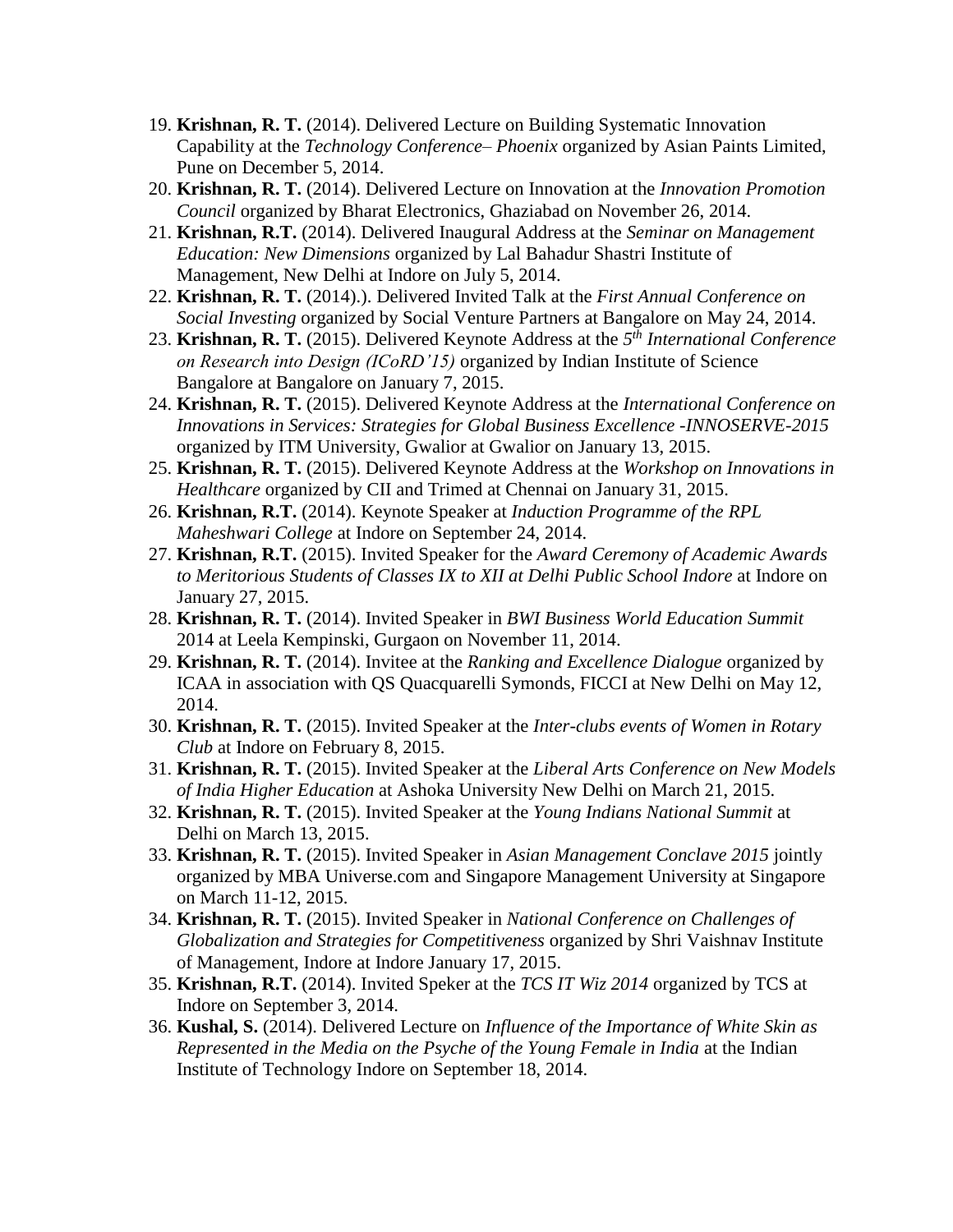19. **Krishnan, R. T.** (2014). Delivered Lecture on Building Systematic Innovation Capability at the *Technology Conference– Phoenix* organized by Asian Paints Limited, Pune on December 5, 2014.
20. **Krishnan, R. T.** (2014). Delivered Lecture on Innovation at the *Innovation Promotion Council* organized by Bharat Electronics, Ghaziabad on November 26, 2014.
21. **Krishnan, R.T.** (2014). Delivered Inaugural Address at the *Seminar on Management Education: New Dimensions* organized by Lal Bahadur Shastri Institute of Management, New Delhi at Indore on July 5, 2014.
22. **Krishnan, R. T.** (2014).). Delivered Invited Talk at the *First Annual Conference on Social Investing* organized by Social Venture Partners at Bangalore on May 24, 2014.
23. **Krishnan, R. T.** (2015). Delivered Keynote Address at the *5th International Conference on Research into Design (ICoRD'15)* organized by Indian Institute of Science Bangalore at Bangalore on January 7, 2015.
24. **Krishnan, R. T.** (2015). Delivered Keynote Address at the *International Conference on Innovations in Services: Strategies for Global Business Excellence -INNOSERVE-2015* organized by ITM University, Gwalior at Gwalior on January 13, 2015.
25. **Krishnan, R. T.** (2015). Delivered Keynote Address at the *Workshop on Innovations in Healthcare* organized by CII and Trimed at Chennai on January 31, 2015.
26. **Krishnan, R.T.** (2014). Keynote Speaker at *Induction Programme of the RPL Maheshwari College* at Indore on September 24, 2014.
27. **Krishnan, R.T.** (2015). Invited Speaker for the *Award Ceremony of Academic Awards to Meritorious Students of Classes IX to XII at Delhi Public School Indore* at Indore on January 27, 2015.
28. **Krishnan, R. T.** (2014). Invited Speaker in *BWI Business World Education Summit* 2014 at Leela Kempinski, Gurgaon on November 11, 2014.
29. **Krishnan, R. T.** (2014). Invitee at the *Ranking and Excellence Dialogue* organized by ICAA in association with QS Quacquarelli Symonds, FICCI at New Delhi on May 12, 2014.
30. **Krishnan, R. T.** (2015). Invited Speaker at the *Inter-clubs events of Women in Rotary Club* at Indore on February 8, 2015.
31. **Krishnan, R. T.** (2015). Invited Speaker at the *Liberal Arts Conference on New Models of India Higher Education* at Ashoka University New Delhi on March 21, 2015.
32. **Krishnan, R. T.** (2015). Invited Speaker at the *Young Indians National Summit* at Delhi on March 13, 2015.
33. **Krishnan, R. T.** (2015). Invited Speaker in *Asian Management Conclave 2015* jointly organized by MBA Universe.com and Singapore Management University at Singapore on March 11-12, 2015.
34. **Krishnan, R. T.** (2015). Invited Speaker in *National Conference on Challenges of Globalization and Strategies for Competitiveness* organized by Shri Vaishnav Institute of Management, Indore at Indore January 17, 2015.
35. **Krishnan, R.T.** (2014). Invited Speker at the *TCS IT Wiz 2014* organized by TCS at Indore on September 3, 2014.
36. **Kushal, S.** (2014). Delivered Lecture on *Influence of the Importance of White Skin as Represented in the Media on the Psyche of the Young Female in India* at the Indian Institute of Technology Indore on September 18, 2014.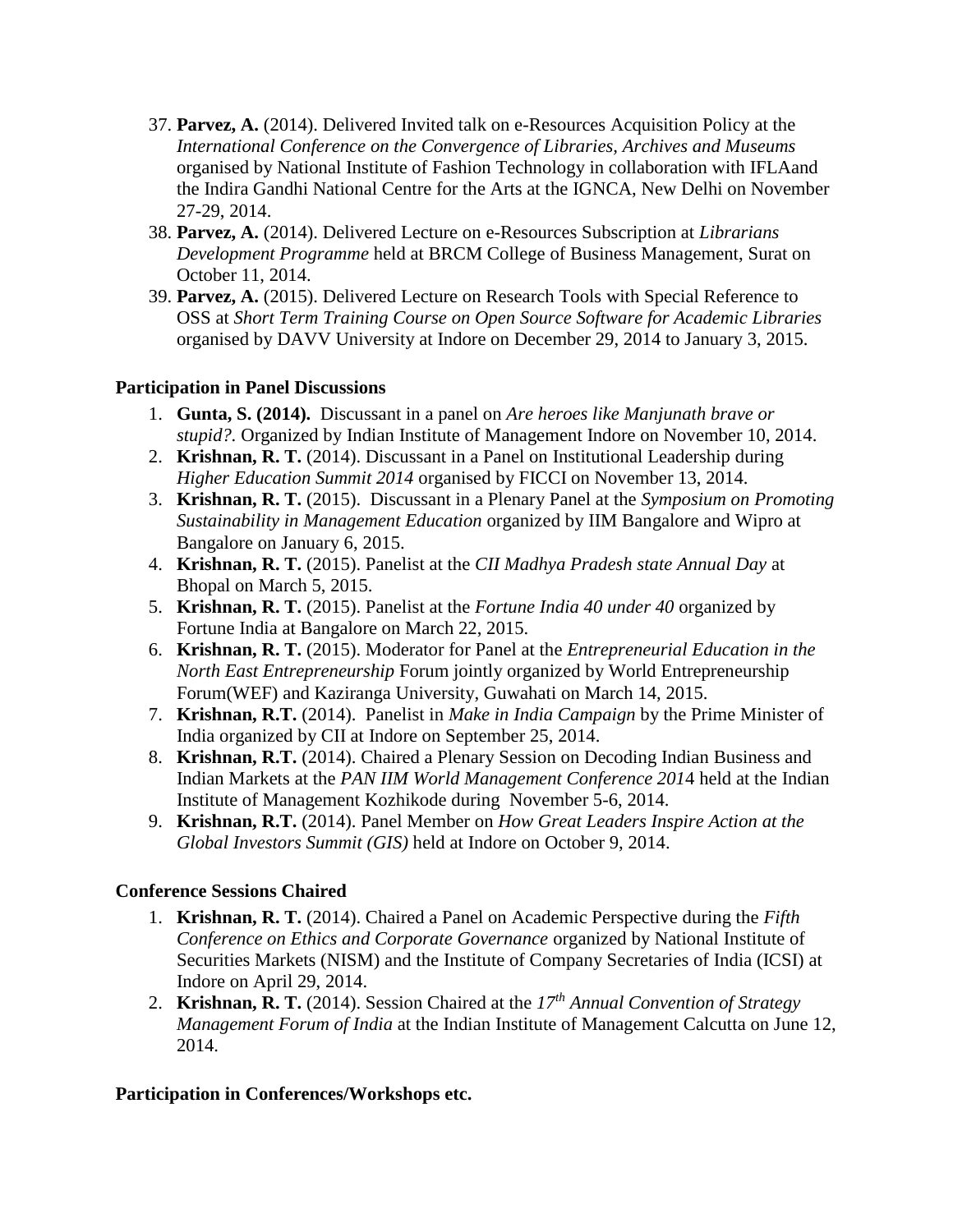37. **Parvez, A.** (2014). Delivered Invited talk on e-Resources Acquisition Policy at the *International Conference on the Convergence of Libraries, Archives and Museums* organised by National Institute of Fashion Technology in collaboration with IFLAand the Indira Gandhi National Centre for the Arts at the IGNCA, New Delhi on November 27-29, 2014.
38. **Parvez, A.** (2014). Delivered Lecture on e-Resources Subscription at *Librarians Development Programme* held at BRCM College of Business Management, Surat on October 11, 2014.
39. **Parvez, A.** (2015). Delivered Lecture on Research Tools with Special Reference to OSS at *Short Term Training Course on Open Source Software for Academic Libraries* organised by DAVV University at Indore on December 29, 2014 to January 3, 2015.

**Participation in Panel Discussions**

1. **Gunta, S. (2014).** Discussant in a panel on *Are heroes like Manjunath brave or stupid?.* Organized by Indian Institute of Management Indore on November 10, 2014.
2. **Krishnan, R. T.** (2014). Discussant in a Panel on Institutional Leadership during *Higher Education Summit 2014* organised by FICCI on November 13, 2014.
3. **Krishnan, R. T.** (2015). Discussant in a Plenary Panel at the *Symposium on Promoting Sustainability in Management Education* organized by IIM Bangalore and Wipro at Bangalore on January 6, 2015.
4. **Krishnan, R. T.** (2015). Panelist at the *CII Madhya Pradesh state Annual Day* at Bhopal on March 5, 2015.
5. **Krishnan, R. T.** (2015). Panelist at the *Fortune India 40 under 40* organized by Fortune India at Bangalore on March 22, 2015.
6. **Krishnan, R. T.** (2015). Moderator for Panel at the *Entrepreneurial Education in the North East Entrepreneurship* Forum jointly organized by World Entrepreneurship Forum(WEF) and Kaziranga University, Guwahati on March 14, 2015.
7. **Krishnan, R.T.** (2014). Panelist in *Make in India Campaign* by the Prime Minister of India organized by CII at Indore on September 25, 2014.
8. **Krishnan, R.T.** (2014). Chaired a Plenary Session on Decoding Indian Business and Indian Markets at the *PAN IIM World Management Conference 201*4 held at the Indian Institute of Management Kozhikode during November 5-6, 2014.
9. **Krishnan, R.T.** (2014). Panel Member on *How Great Leaders Inspire Action at the Global Investors Summit (GIS)* held at Indore on October 9, 2014.

**Conference Sessions Chaired**

1. **Krishnan, R. T.** (2014). Chaired a Panel on Academic Perspective during the *Fifth Conference on Ethics and Corporate Governance* organized by National Institute of Securities Markets (NISM) and the Institute of Company Secretaries of India (ICSI) at Indore on April 29, 2014.
2. **Krishnan, R. T.** (2014). Session Chaired at the *17th Annual Convention of Strategy Management Forum of India* at the Indian Institute of Management Calcutta on June 12, 2014.

**Participation in Conferences/Workshops etc.**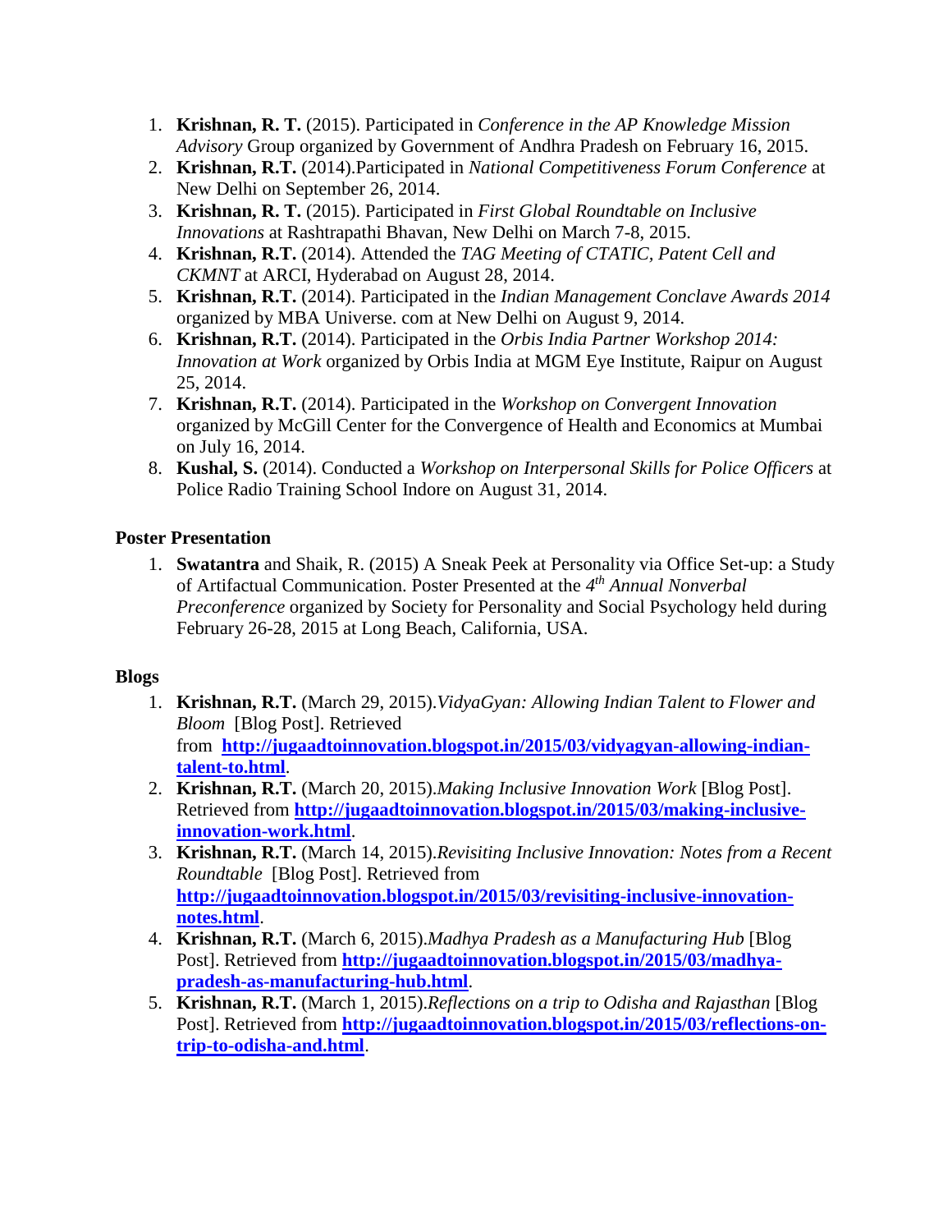1. **Krishnan, R. T.** (2015). Participated in *Conference in the AP Knowledge Mission Advisory* Group organized by Government of Andhra Pradesh on February 16, 2015.
2. **Krishnan, R.T.** (2014).Participated in *National Competitiveness Forum Conference* at New Delhi on September 26, 2014.
3. **Krishnan, R. T.** (2015). Participated in *First Global Roundtable on Inclusive Innovations* at Rashtrapathi Bhavan, New Delhi on March 7-8, 2015.
4. **Krishnan, R.T.** (2014). Attended the *TAG Meeting of CTATIC, Patent Cell and CKMNT* at ARCI, Hyderabad on August 28, 2014.
5. **Krishnan, R.T.** (2014). Participated in the *Indian Management Conclave Awards 2014* organized by MBA Universe. com at New Delhi on August 9, 2014.
6. **Krishnan, R.T.** (2014). Participated in the *Orbis India Partner Workshop 2014: Innovation at Work* organized by Orbis India at MGM Eye Institute, Raipur on August 25, 2014.
7. **Krishnan, R.T.** (2014). Participated in the *Workshop on Convergent Innovation* organized by McGill Center for the Convergence of Health and Economics at Mumbai on July 16, 2014.
8. **Kushal, S.** (2014). Conducted a *Workshop on Interpersonal Skills for Police Officers* at Police Radio Training School Indore on August 31, 2014.

**Poster Presentation**

1. **Swatantra** and Shaik, R. (2015) A Sneak Peek at Personality via Office Set-up: a Study of Artifactual Communication. Poster Presented at the *4th Annual Nonverbal Preconference* organized by Society for Personality and Social Psychology held during February 26-28, 2015 at Long Beach, California, USA.

**Blogs**

1. **Krishnan, R.T.** (March 29, 2015).*VidyaGyan: Allowing Indian Talent to Flower and Bloom* [Blog Post]. Retrieved from **http://jugaadtoinnovation.blogspot.in/2015/03/vidyagyan-allowing-indian-talent-to.html**.
2. **Krishnan, R.T.** (March 20, 2015).*Making Inclusive Innovation Work* [Blog Post]. Retrieved from **http://jugaadtoinnovation.blogspot.in/2015/03/making-inclusive-innovation-work.html**.
3. **Krishnan, R.T.** (March 14, 2015).*Revisiting Inclusive Innovation: Notes from a Recent Roundtable* [Blog Post]. Retrieved from **http://jugaadtoinnovation.blogspot.in/2015/03/revisiting-inclusive-innovation-notes.html**.
4. **Krishnan, R.T.** (March 6, 2015).*Madhya Pradesh as a Manufacturing Hub* [Blog Post]. Retrieved from **http://jugaadtoinnovation.blogspot.in/2015/03/madhya-pradesh-as-manufacturing-hub.html**.
5. **Krishnan, R.T.** (March 1, 2015).*Reflections on a trip to Odisha and Rajasthan* [Blog Post]. Retrieved from **http://jugaadtoinnovation.blogspot.in/2015/03/reflections-on-trip-to-odisha-and.html**.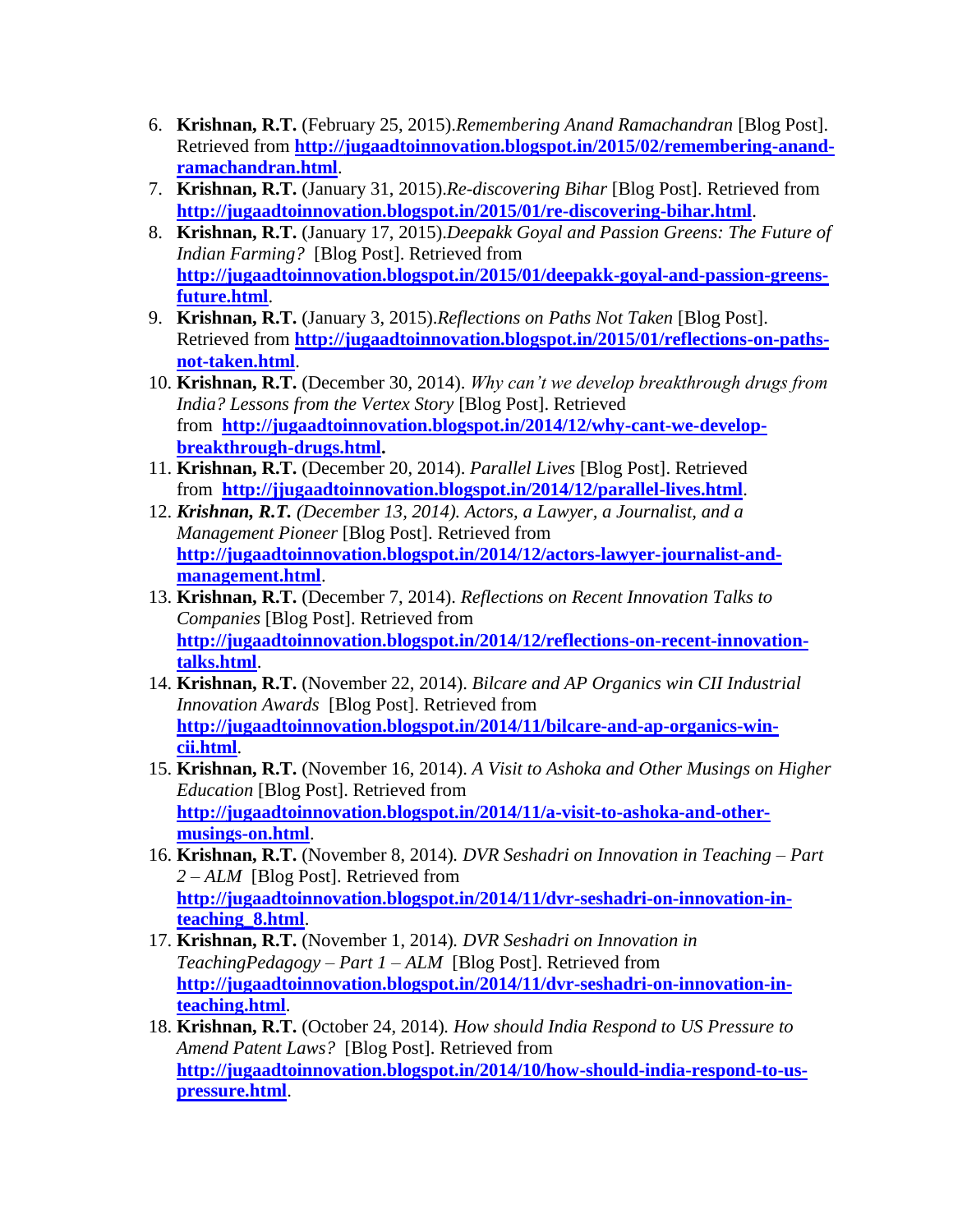6. **Krishnan, R.T.** (February 25, 2015).*Remembering Anand Ramachandran* [Blog Post]. Retrieved from **http://jugaadtoinnovation.blogspot.in/2015/02/remembering-anand-ramachandran.html**.
7. **Krishnan, R.T.** (January 31, 2015).*Re-discovering Bihar* [Blog Post]. Retrieved from **http://jugaadtoinnovation.blogspot.in/2015/01/re-discovering-bihar.html**.
8. **Krishnan, R.T.** (January 17, 2015).*Deepakk Goyal and Passion Greens: The Future of Indian Farming?* [Blog Post]. Retrieved from **http://jugaadtoinnovation.blogspot.in/2015/01/deepakk-goyal-and-passion-greens-future.html**.
9. **Krishnan, R.T.** (January 3, 2015).*Reflections on Paths Not Taken* [Blog Post]. Retrieved from **http://jugaadtoinnovation.blogspot.in/2015/01/reflections-on-paths-not-taken.html**.
10. **Krishnan, R.T.** (December 30, 2014). *Why can't we develop breakthrough drugs from India? Lessons from the Vertex Story* [Blog Post]. Retrieved from **http://jugaadtoinnovation.blogspot.in/2014/12/why-cant-we-develop-breakthrough-drugs.html.**
11. **Krishnan, R.T.** (December 20, 2014). *Parallel Lives* [Blog Post]. Retrieved from **http://jjugaadtoinnovation.blogspot.in/2014/12/parallel-lives.html**.
12. ***Krishnan, R.T.*** *(December 13, 2014). Actors, a Lawyer, a Journalist, and a Management Pioneer* [Blog Post]. Retrieved from **http://jugaadtoinnovation.blogspot.in/2014/12/actors-lawyer-journalist-and-management.html**.
13. **Krishnan, R.T.** (December 7, 2014). *Reflections on Recent Innovation Talks to Companies* [Blog Post]. Retrieved from **http://jugaadtoinnovation.blogspot.in/2014/12/reflections-on-recent-innovation-talks.html**.
14. **Krishnan, R.T.** (November 22, 2014). *Bilcare and AP Organics win CII Industrial Innovation Awards* [Blog Post]. Retrieved from **http://jugaadtoinnovation.blogspot.in/2014/11/bilcare-and-ap-organics-win-cii.html**.
15. **Krishnan, R.T.** (November 16, 2014). *A Visit to Ashoka and Other Musings on Higher Education* [Blog Post]. Retrieved from **http://jugaadtoinnovation.blogspot.in/2014/11/a-visit-to-ashoka-and-other-musings-on.html**.
16. **Krishnan, R.T.** (November 8, 2014)*. DVR Seshadri on Innovation in Teaching – Part 2 – ALM* [Blog Post]. Retrieved from **http://jugaadtoinnovation.blogspot.in/2014/11/dvr-seshadri-on-innovation-in-teaching_8.html**.
17. **Krishnan, R.T.** (November 1, 2014)*. DVR Seshadri on Innovation in TeachingPedagogy – Part 1 – ALM* [Blog Post]. Retrieved from **http://jugaadtoinnovation.blogspot.in/2014/11/dvr-seshadri-on-innovation-in-teaching.html**.
18. **Krishnan, R.T.** (October 24, 2014)*. How should India Respond to US Pressure to Amend Patent Laws?* [Blog Post]. Retrieved from **http://jugaadtoinnovation.blogspot.in/2014/10/how-should-india-respond-to-us-pressure.html**.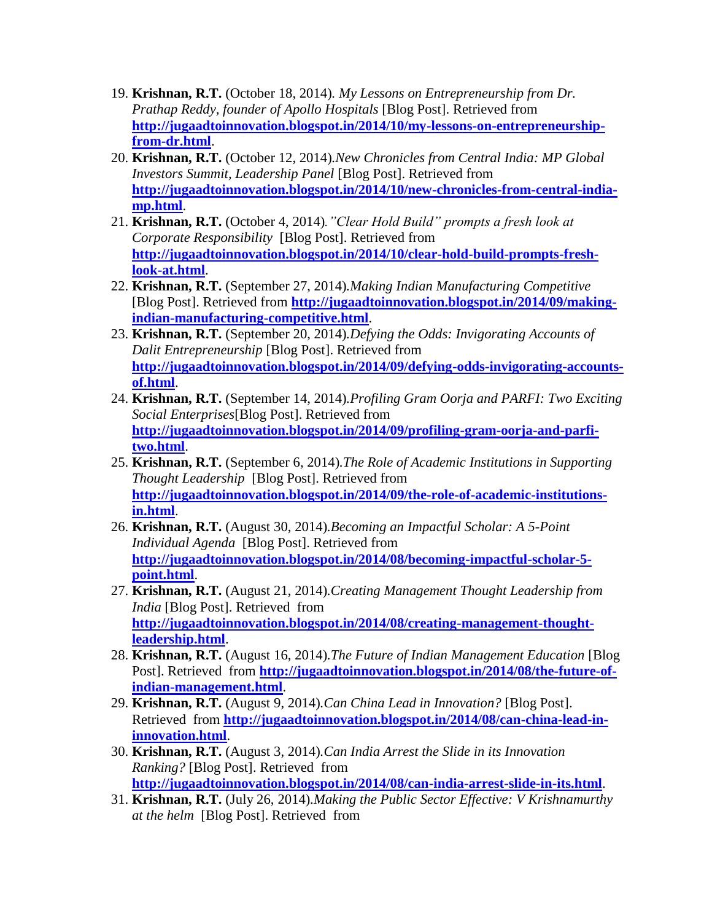19. **Krishnan, R.T.** (October 18, 2014). *My Lessons on Entrepreneurship from Dr. Prathap Reddy, founder of Apollo Hospitals* [Blog Post]. Retrieved from **http://jugaadtoinnovation.blogspot.in/2014/10/my-lessons-on-entrepreneurship-from-dr.html**.
20. **Krishnan, R.T.** (October 12, 2014).*New Chronicles from Central India: MP Global Investors Summit, Leadership Panel* [Blog Post]. Retrieved from **http://jugaadtoinnovation.blogspot.in/2014/10/new-chronicles-from-central-india-mp.html**.
21. **Krishnan, R.T.** (October 4, 2014)*."Clear Hold Build" prompts a fresh look at Corporate Responsibility* [Blog Post]. Retrieved from **http://jugaadtoinnovation.blogspot.in/2014/10/clear-hold-build-prompts-fresh-look-at.html**.
22. **Krishnan, R.T.** (September 27, 2014).*Making Indian Manufacturing Competitive* [Blog Post]. Retrieved from **http://jugaadtoinnovation.blogspot.in/2014/09/making-indian-manufacturing-competitive.html**.
23. **Krishnan, R.T.** (September 20, 2014).*Defying the Odds: Invigorating Accounts of Dalit Entrepreneurship* [Blog Post]. Retrieved from **http://jugaadtoinnovation.blogspot.in/2014/09/defying-odds-invigorating-accounts-of.html**.
24. **Krishnan, R.T.** (September 14, 2014).*Profiling Gram Oorja and PARFI: Two Exciting Social Enterprises*[Blog Post]. Retrieved from **http://jugaadtoinnovation.blogspot.in/2014/09/profiling-gram-oorja-and-parfi-two.html**.
25. **Krishnan, R.T.** (September 6, 2014).*The Role of Academic Institutions in Supporting Thought Leadership* [Blog Post]. Retrieved from **http://jugaadtoinnovation.blogspot.in/2014/09/the-role-of-academic-institutions-in.html**.
26. **Krishnan, R.T.** (August 30, 2014).*Becoming an Impactful Scholar: A 5-Point Individual Agenda* [Blog Post]. Retrieved from **http://jugaadtoinnovation.blogspot.in/2014/08/becoming-impactful-scholar-5-point.html**.
27. **Krishnan, R.T.** (August 21, 2014).*Creating Management Thought Leadership from India* [Blog Post]. Retrieved from **http://jugaadtoinnovation.blogspot.in/2014/08/creating-management-thought-leadership.html**.
28. **Krishnan, R.T.** (August 16, 2014).*The Future of Indian Management Education* [Blog Post]. Retrieved from **http://jugaadtoinnovation.blogspot.in/2014/08/the-future-of-indian-management.html**.
29. **Krishnan, R.T.** (August 9, 2014).*Can China Lead in Innovation?* [Blog Post]. Retrieved from **http://jugaadtoinnovation.blogspot.in/2014/08/can-china-lead-in-innovation.html**.
30. **Krishnan, R.T.** (August 3, 2014).*Can India Arrest the Slide in its Innovation Ranking?* [Blog Post]. Retrieved from **http://jugaadtoinnovation.blogspot.in/2014/08/can-india-arrest-slide-in-its.html**.
31. **Krishnan, R.T.** (July 26, 2014).*Making the Public Sector Effective: V Krishnamurthy at the helm* [Blog Post]. Retrieved from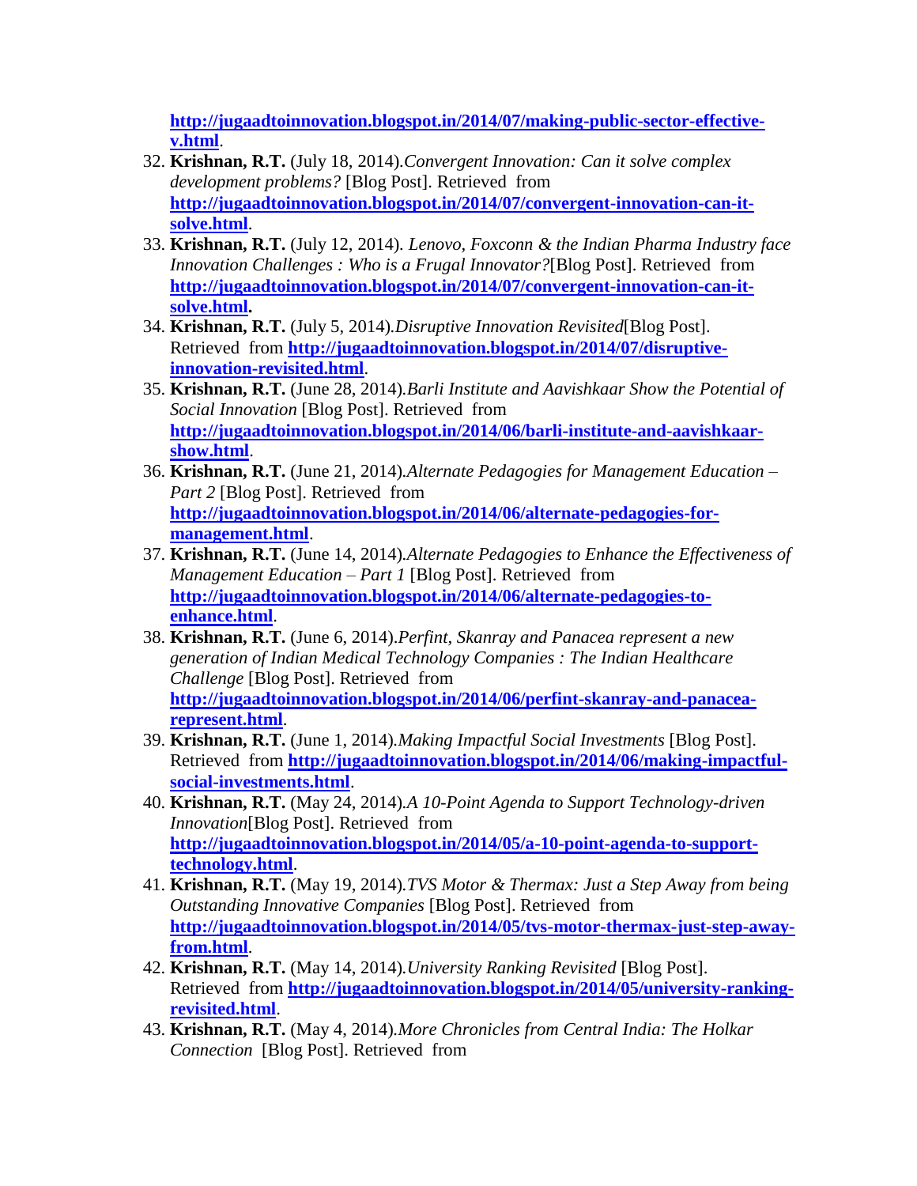**http://jugaadtoinnovation.blogspot.in/2014/07/making-public-sector-effective-v.html**.

32. **Krishnan, R.T.** (July 18, 2014).*Convergent Innovation: Can it solve complex development problems?* [Blog Post]. Retrieved from **http://jugaadtoinnovation.blogspot.in/2014/07/convergent-innovation-can-it-solve.html**.
33. **Krishnan, R.T.** (July 12, 2014). *Lenovo, Foxconn & the Indian Pharma Industry face Innovation Challenges : Who is a Frugal Innovator?*[Blog Post]. Retrieved from **http://jugaadtoinnovation.blogspot.in/2014/07/convergent-innovation-can-it-solve.html.**
34. **Krishnan, R.T.** (July 5, 2014).*Disruptive Innovation Revisited*[Blog Post]. Retrieved from **http://jugaadtoinnovation.blogspot.in/2014/07/disruptive-innovation-revisited.html**.
35. **Krishnan, R.T.** (June 28, 2014).*Barli Institute and Aavishkaar Show the Potential of Social Innovation* [Blog Post]. Retrieved from **http://jugaadtoinnovation.blogspot.in/2014/06/barli-institute-and-aavishkaar-show.html**.
36. **Krishnan, R.T.** (June 21, 2014).*Alternate Pedagogies for Management Education – Part 2* [Blog Post]. Retrieved from **http://jugaadtoinnovation.blogspot.in/2014/06/alternate-pedagogies-for-management.html**.
37. **Krishnan, R.T.** (June 14, 2014).*Alternate Pedagogies to Enhance the Effectiveness of Management Education – Part 1* [Blog Post]. Retrieved from **http://jugaadtoinnovation.blogspot.in/2014/06/alternate-pedagogies-to-enhance.html**.
38. **Krishnan, R.T.** (June 6, 2014).*Perfint, Skanray and Panacea represent a new generation of Indian Medical Technology Companies : The Indian Healthcare Challenge* [Blog Post]. Retrieved from **http://jugaadtoinnovation.blogspot.in/2014/06/perfint-skanray-and-panacea-represent.html**.
39. **Krishnan, R.T.** (June 1, 2014).*Making Impactful Social Investments* [Blog Post]. Retrieved from **http://jugaadtoinnovation.blogspot.in/2014/06/making-impactful-social-investments.html**.
40. **Krishnan, R.T.** (May 24, 2014).*A 10-Point Agenda to Support Technology-driven Innovation*[Blog Post]. Retrieved from **http://jugaadtoinnovation.blogspot.in/2014/05/a-10-point-agenda-to-support-technology.html**.
41. **Krishnan, R.T.** (May 19, 2014).*TVS Motor & Thermax: Just a Step Away from being Outstanding Innovative Companies* [Blog Post]. Retrieved from **http://jugaadtoinnovation.blogspot.in/2014/05/tvs-motor-thermax-just-step-away-from.html**.
42. **Krishnan, R.T.** (May 14, 2014).*University Ranking Revisited* [Blog Post]. Retrieved from **http://jugaadtoinnovation.blogspot.in/2014/05/university-ranking-revisited.html**.
43. **Krishnan, R.T.** (May 4, 2014).*More Chronicles from Central India: The Holkar Connection* [Blog Post]. Retrieved from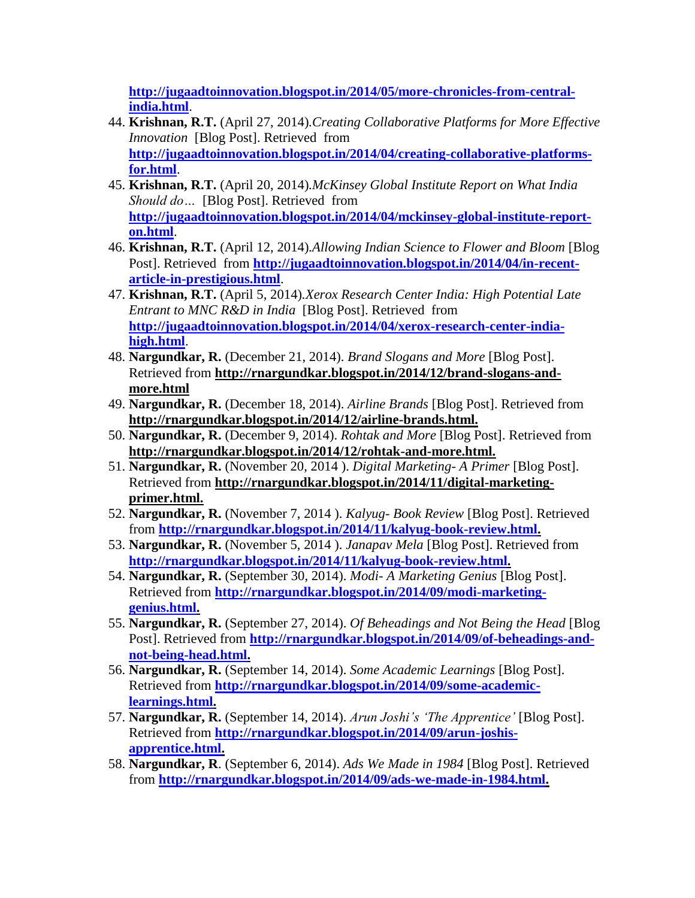http://jugaadtoinnovation.blogspot.in/2014/05/more-chronicles-from-central-india.html.

44. **Krishnan, R.T.** (April 27, 2014).*Creating Collaborative Platforms for More Effective Innovation* [Blog Post]. Retrieved from **http://jugaadtoinnovation.blogspot.in/2014/04/creating-collaborative-platforms-for.html**.
45. **Krishnan, R.T.** (April 20, 2014).*McKinsey Global Institute Report on What India Should do…* [Blog Post]. Retrieved from **http://jugaadtoinnovation.blogspot.in/2014/04/mckinsey-global-institute-report-on.html**.
46. **Krishnan, R.T.** (April 12, 2014).*Allowing Indian Science to Flower and Bloom* [Blog Post]. Retrieved from **http://jugaadtoinnovation.blogspot.in/2014/04/in-recent-article-in-prestigious.html**.
47. **Krishnan, R.T.** (April 5, 2014).*Xerox Research Center India: High Potential Late Entrant to MNC R&D in India* [Blog Post]. Retrieved from **http://jugaadtoinnovation.blogspot.in/2014/04/xerox-research-center-india-high.html**.
48. **Nargundkar, R.** (December 21, 2014). *Brand Slogans and More* [Blog Post]. Retrieved from **http://rnargundkar.blogspot.in/2014/12/brand-slogans-and-more.html**
49. **Nargundkar, R.** (December 18, 2014). *Airline Brands* [Blog Post]. Retrieved from **http://rnargundkar.blogspot.in/2014/12/airline-brands.html.**
50. **Nargundkar, R.** (December 9, 2014). *Rohtak and More* [Blog Post]. Retrieved from **http://rnargundkar.blogspot.in/2014/12/rohtak-and-more.html.**
51. **Nargundkar, R.** (November 20, 2014 ). *Digital Marketing- A Primer* [Blog Post]. Retrieved from **http://rnargundkar.blogspot.in/2014/11/digital-marketing-primer.html.**
52. **Nargundkar, R.** (November 7, 2014 ). *Kalyug- Book Review* [Blog Post]. Retrieved from **http://rnargundkar.blogspot.in/2014/11/kalyug-book-review.html.**
53. **Nargundkar, R.** (November 5, 2014 ). *Janapav Mela* [Blog Post]. Retrieved from **http://rnargundkar.blogspot.in/2014/11/kalyug-book-review.html.**
54. **Nargundkar, R.** (September 30, 2014). *Modi- A Marketing Genius* [Blog Post]. Retrieved from **http://rnargundkar.blogspot.in/2014/09/modi-marketing-genius.html.**
55. **Nargundkar, R.** (September 27, 2014). *Of Beheadings and Not Being the Head* [Blog Post]. Retrieved from **http://rnargundkar.blogspot.in/2014/09/of-beheadings-and-not-being-head.html.**
56. **Nargundkar, R.** (September 14, 2014). *Some Academic Learnings* [Blog Post]. Retrieved from **http://rnargundkar.blogspot.in/2014/09/some-academic-learnings.html.**
57. **Nargundkar, R.** (September 14, 2014). *Arun Joshi's 'The Apprentice'* [Blog Post]. Retrieved from **http://rnargundkar.blogspot.in/2014/09/arun-joshis-apprentice.html.**
58. **Nargundkar, R**. (September 6, 2014). *Ads We Made in 1984* [Blog Post]. Retrieved from **http://rnargundkar.blogspot.in/2014/09/ads-we-made-in-1984.html.**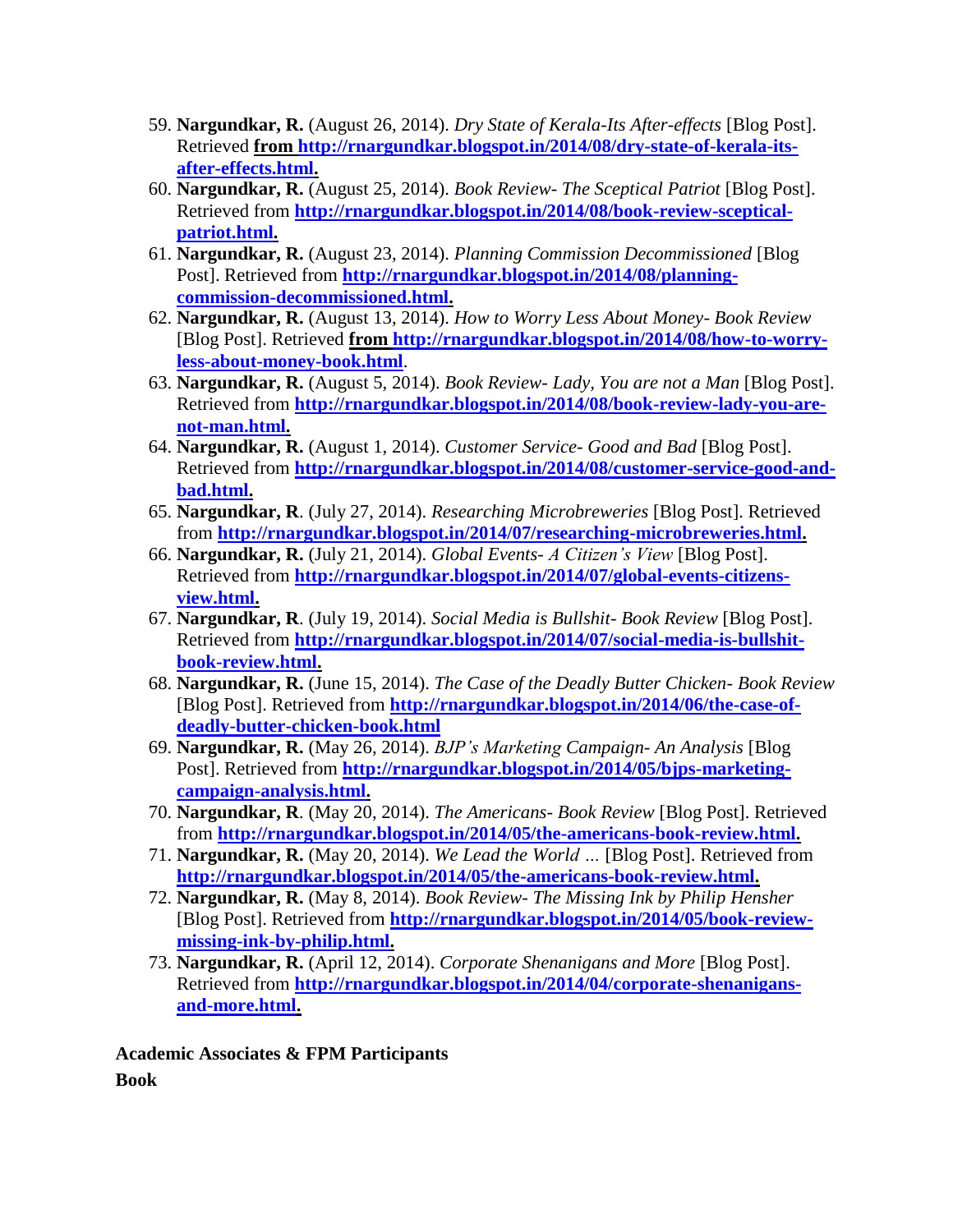59. **Nargundkar, R.** (August 26, 2014). *Dry State of Kerala-Its After-effects* [Blog Post]. Retrieved **from http://rnargundkar.blogspot.in/2014/08/dry-state-of-kerala-its-after-effects.html.**
60. **Nargundkar, R.** (August 25, 2014). *Book Review- The Sceptical Patriot* [Blog Post]. Retrieved from **http://rnargundkar.blogspot.in/2014/08/book-review-sceptical-patriot.html.**
61. **Nargundkar, R.** (August 23, 2014). *Planning Commission Decommissioned* [Blog Post]. Retrieved from **http://rnargundkar.blogspot.in/2014/08/planning-commission-decommissioned.html.**
62. **Nargundkar, R.** (August 13, 2014). *How to Worry Less About Money- Book Review* [Blog Post]. Retrieved **from http://rnargundkar.blogspot.in/2014/08/how-to-worry-less-about-money-book.html**.
63. **Nargundkar, R.** (August 5, 2014). *Book Review- Lady, You are not a Man* [Blog Post]. Retrieved from **http://rnargundkar.blogspot.in/2014/08/book-review-lady-you-are-not-man.html.**
64. **Nargundkar, R.** (August 1, 2014). *Customer Service- Good and Bad* [Blog Post]. Retrieved from **http://rnargundkar.blogspot.in/2014/08/customer-service-good-and-bad.html.**
65. **Nargundkar, R**. (July 27, 2014). *Researching Microbreweries* [Blog Post]. Retrieved from **http://rnargundkar.blogspot.in/2014/07/researching-microbreweries.html.**
66. **Nargundkar, R.** (July 21, 2014). *Global Events- A Citizen's View* [Blog Post]. Retrieved from **http://rnargundkar.blogspot.in/2014/07/global-events-citizens-view.html.**
67. **Nargundkar, R**. (July 19, 2014). *Social Media is Bullshit- Book Review* [Blog Post]. Retrieved from **http://rnargundkar.blogspot.in/2014/07/social-media-is-bullshit-book-review.html.**
68. **Nargundkar, R.** (June 15, 2014). *The Case of the Deadly Butter Chicken- Book Review* [Blog Post]. Retrieved from **http://rnargundkar.blogspot.in/2014/06/the-case-of-deadly-butter-chicken-book.html**
69. **Nargundkar, R.** (May 26, 2014). *BJP's Marketing Campaign- An Analysis* [Blog Post]. Retrieved from **http://rnargundkar.blogspot.in/2014/05/bjps-marketing-campaign-analysis.html.**
70. **Nargundkar, R**. (May 20, 2014). *The Americans- Book Review* [Blog Post]. Retrieved from **http://rnargundkar.blogspot.in/2014/05/the-americans-book-review.html.**
71. **Nargundkar, R.** (May 20, 2014). *We Lead the World …* [Blog Post]. Retrieved from **http://rnargundkar.blogspot.in/2014/05/the-americans-book-review.html.**
72. **Nargundkar, R.** (May 8, 2014). *Book Review- The Missing Ink by Philip Hensher* [Blog Post]. Retrieved from **http://rnargundkar.blogspot.in/2014/05/book-review-missing-ink-by-philip.html.**
73. **Nargundkar, R.** (April 12, 2014). *Corporate Shenanigans and More* [Blog Post]. Retrieved from **http://rnargundkar.blogspot.in/2014/04/corporate-shenanigans-and-more.html.**

**Academic Associates & FPM Participants**

**Book**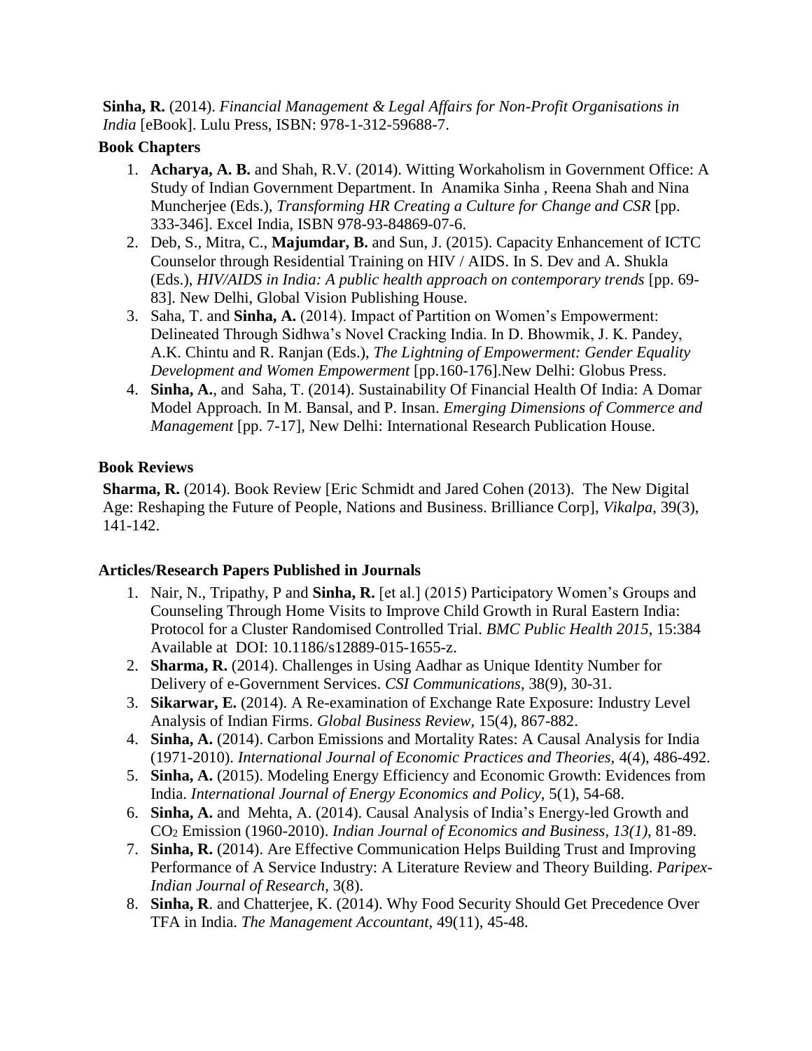**Sinha, R.** (2014). *Financial Management & Legal Affairs for Non-Profit Organisations in India* [eBook]. Lulu Press, ISBN: 978-1-312-59688-7.

### Book Chapters

1. **Acharya, A. B.** and Shah, R.V. (2014). Witting Workaholism in Government Office: A Study of Indian Government Department. In Anamika Sinha , Reena Shah and Nina Muncherjee (Eds.), *Transforming HR Creating a Culture for Change and CSR* [pp. 333-346]. Excel India, ISBN 978-93-84869-07-6.
2. Deb, S., Mitra, C., **Majumdar, B.** and Sun, J. (2015). Capacity Enhancement of ICTC Counselor through Residential Training on HIV / AIDS. In S. Dev and A. Shukla (Eds.), *HIV/AIDS in India: A public health approach on contemporary trends* [pp. 69-83]. New Delhi, Global Vision Publishing House.
3. Saha, T. and **Sinha, A.** (2014). Impact of Partition on Women's Empowerment: Delineated Through Sidhwa's Novel Cracking India. In D. Bhowmik, J. K. Pandey, A.K. Chintu and R. Ranjan (Eds.), *The Lightning of Empowerment: Gender Equality Development and Women Empowerment* [pp.160-176].New Delhi: Globus Press.
4. **Sinha, A.**, and Saha, T. (2014). Sustainability Of Financial Health Of India: A Domar Model Approach. In M. Bansal, and P. Insan. *Emerging Dimensions of Commerce and Management* [pp. 7-17], New Delhi: International Research Publication House.

### Book Reviews

**Sharma, R.** (2014). Book Review [Eric Schmidt and Jared Cohen (2013). The New Digital Age: Reshaping the Future of People, Nations and Business. Brilliance Corp], *Vikalpa*, 39(3), 141-142.

### Articles/Research Papers Published in Journals

1. Nair, N., Tripathy, P and **Sinha, R.** [et al.] (2015) Participatory Women's Groups and Counseling Through Home Visits to Improve Child Growth in Rural Eastern India: Protocol for a Cluster Randomised Controlled Trial. *BMC Public Health 2015*, 15:384 Available at DOI: 10.1186/s12889-015-1655-z.
2. **Sharma, R.** (2014). Challenges in Using Aadhar as Unique Identity Number for Delivery of e-Government Services. *CSI Communications*, 38(9), 30-31.
3. **Sikarwar, E.** (2014). A Re-examination of Exchange Rate Exposure: Industry Level Analysis of Indian Firms. *Global Business Review*, 15(4), 867-882.
4. **Sinha, A.** (2014). Carbon Emissions and Mortality Rates: A Causal Analysis for India (1971-2010). *International Journal of Economic Practices and Theories*, 4(4), 486-492.
5. **Sinha, A.** (2015). Modeling Energy Efficiency and Economic Growth: Evidences from India. *International Journal of Energy Economics and Policy*, 5(1), 54-68.
6. **Sinha, A.** and Mehta, A. (2014). Causal Analysis of India's Energy-led Growth and $CO_2$ Emission (1960-2010). *Indian Journal of Economics and Business, 13(1)*, 81-89.
7. **Sinha, R.** (2014). Are Effective Communication Helps Building Trust and Improving Performance of A Service Industry: A Literature Review and Theory Building. *Paripex-Indian Journal of Research*, 3(8).
8. **Sinha, R**. and Chatterjee, K. (2014). Why Food Security Should Get Precedence Over TFA in India. *The Management Accountant*, 49(11), 45-48.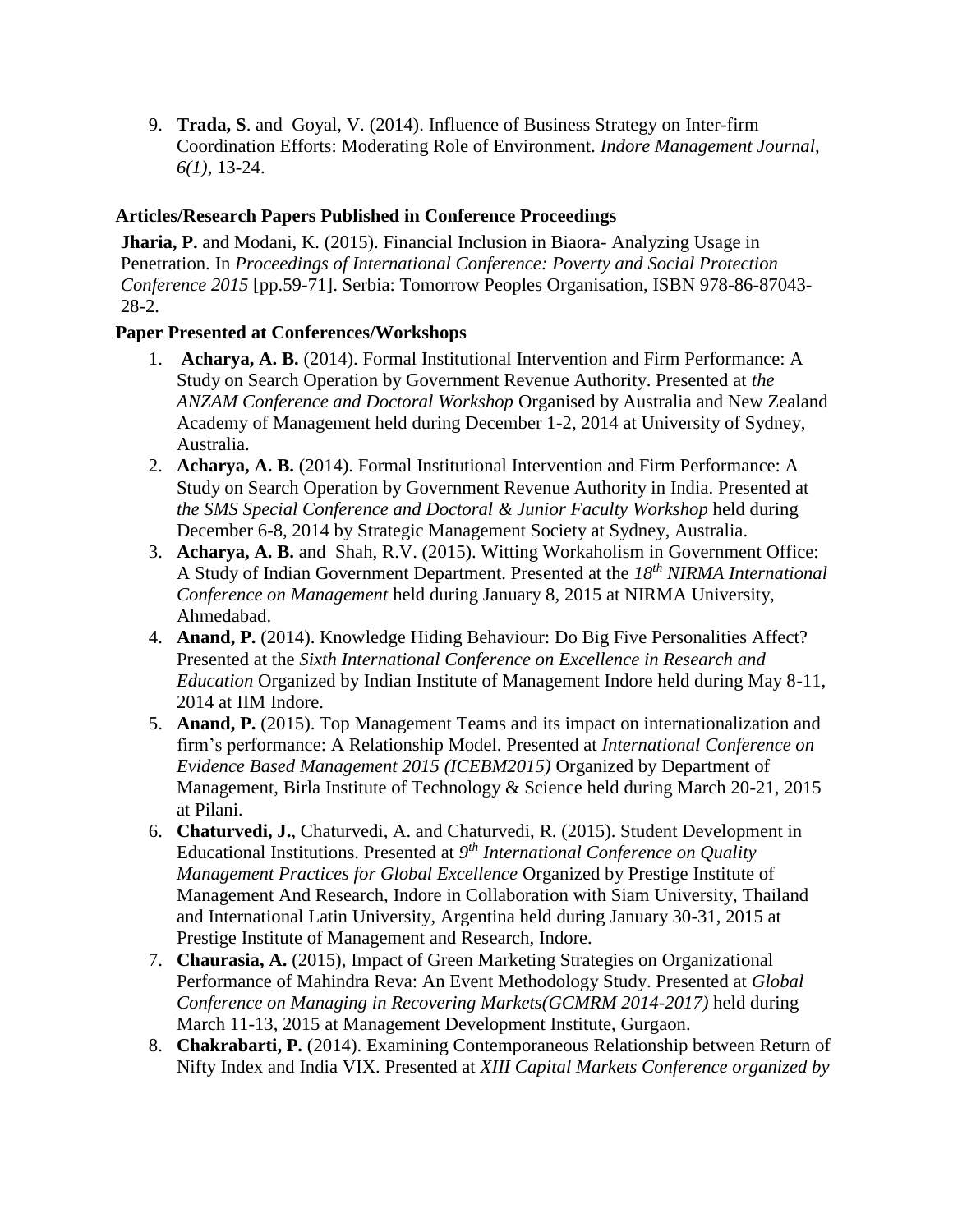9. **Trada, S**. and Goyal, V. (2014). Influence of Business Strategy on Inter-firm Coordination Efforts: Moderating Role of Environment. *Indore Management Journal, 6(1)*, 13-24.

### Articles/Research Papers Published in Conference Proceedings

**Jharia, P.** and Modani, K. (2015). Financial Inclusion in Biaora- Analyzing Usage in Penetration. In *Proceedings of International Conference: Poverty and Social Protection Conference 2015* [pp.59-71]. Serbia: Tomorrow Peoples Organisation, ISBN 978-86-87043-28-2.

### Paper Presented at Conferences/Workshops

1. **Acharya, A. B.** (2014). Formal Institutional Intervention and Firm Performance: A Study on Search Operation by Government Revenue Authority. Presented at *the ANZAM Conference and Doctoral Workshop* Organised by Australia and New Zealand Academy of Management held during December 1-2, 2014 at University of Sydney, Australia.
2. **Acharya, A. B.** (2014). Formal Institutional Intervention and Firm Performance: A Study on Search Operation by Government Revenue Authority in India. Presented at *the SMS Special Conference and Doctoral & Junior Faculty Workshop* held during December 6-8, 2014 by Strategic Management Society at Sydney, Australia.
3. **Acharya, A. B.** and Shah, R.V. (2015). Witting Workaholism in Government Office: A Study of Indian Government Department. Presented at the *18th NIRMA International Conference on Management* held during January 8, 2015 at NIRMA University, Ahmedabad.
4. **Anand, P.** (2014). Knowledge Hiding Behaviour: Do Big Five Personalities Affect? Presented at the *Sixth International Conference on Excellence in Research and Education* Organized by Indian Institute of Management Indore held during May 8-11, 2014 at IIM Indore.
5. **Anand, P.** (2015). Top Management Teams and its impact on internationalization and firm's performance: A Relationship Model. Presented at *International Conference on Evidence Based Management 2015 (ICEBM2015)* Organized by Department of Management, Birla Institute of Technology & Science held during March 20-21, 2015 at Pilani.
6. **Chaturvedi, J.**, Chaturvedi, A. and Chaturvedi, R. (2015). Student Development in Educational Institutions. Presented at *9th International Conference on Quality Management Practices for Global Excellence* Organized by Prestige Institute of Management And Research, Indore in Collaboration with Siam University, Thailand and International Latin University, Argentina held during January 30-31, 2015 at Prestige Institute of Management and Research, Indore.
7. **Chaurasia, A.** (2015), Impact of Green Marketing Strategies on Organizational Performance of Mahindra Reva: An Event Methodology Study. Presented at *Global Conference on Managing in Recovering Markets(GCMRM 2014-2017)* held during March 11-13, 2015 at Management Development Institute, Gurgaon.
8. **Chakrabarti, P.** (2014). Examining Contemporaneous Relationship between Return of Nifty Index and India VIX. Presented at *XIII Capital Markets Conference organized by*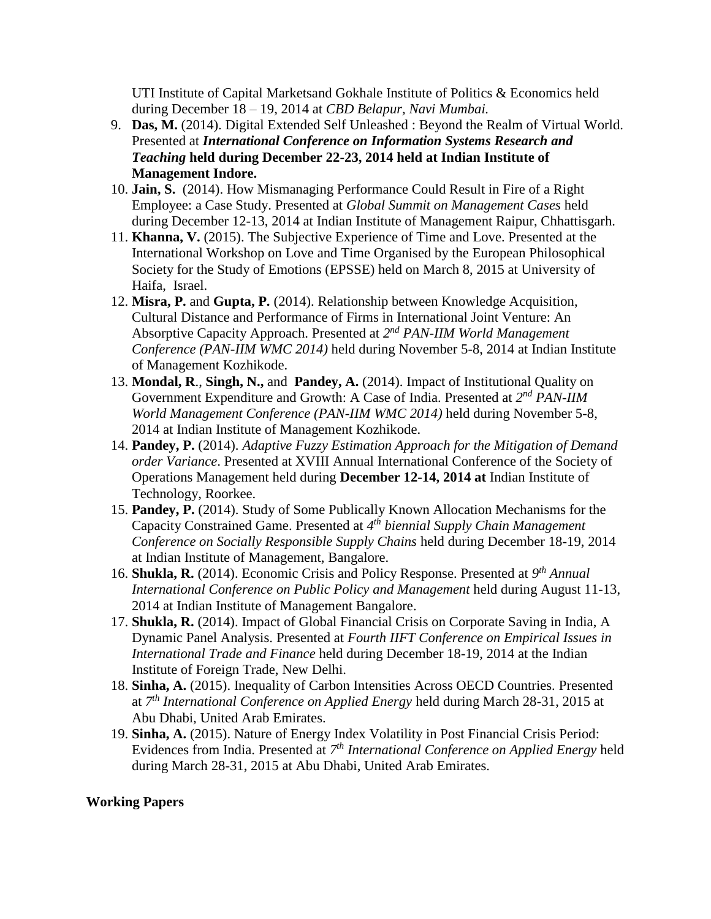UTI Institute of Capital Marketsand Gokhale Institute of Politics & Economics held during December 18 – 19, 2014 at *CBD Belapur, Navi Mumbai.*

9. **Das, M.** (2014). Digital Extended Self Unleashed : Beyond the Realm of Virtual World. Presented at ***International Conference on Information Systems Research and Teaching*** **held during December 22-23, 2014 held at Indian Institute of Management Indore.**
10. **Jain, S.** (2014). How Mismanaging Performance Could Result in Fire of a Right Employee: a Case Study. Presented at *Global Summit on Management Cases* held during December 12-13, 2014 at Indian Institute of Management Raipur, Chhattisgarh.
11. **Khanna, V.** (2015). The Subjective Experience of Time and Love. Presented at the International Workshop on Love and Time Organised by the European Philosophical Society for the Study of Emotions (EPSSE) held on March 8, 2015 at University of Haifa, Israel.
12. **Misra, P.** and **Gupta, P.** (2014). Relationship between Knowledge Acquisition, Cultural Distance and Performance of Firms in International Joint Venture: An Absorptive Capacity Approach. Presented at *2nd PAN-IIM World Management Conference (PAN-IIM WMC 2014)* held during November 5-8, 2014 at Indian Institute of Management Kozhikode.
13. **Mondal, R**., **Singh, N.,** and **Pandey, A.** (2014). Impact of Institutional Quality on Government Expenditure and Growth: A Case of India. Presented at *2nd PAN-IIM World Management Conference (PAN-IIM WMC 2014)* held during November 5-8, 2014 at Indian Institute of Management Kozhikode.
14. **Pandey, P.** (2014). *Adaptive Fuzzy Estimation Approach for the Mitigation of Demand order Variance*. Presented at XVIII Annual International Conference of the Society of Operations Management held during **December 12-14, 2014 at** Indian Institute of Technology, Roorkee.
15. **Pandey, P.** (2014). Study of Some Publically Known Allocation Mechanisms for the Capacity Constrained Game. Presented at *4th biennial Supply Chain Management Conference on Socially Responsible Supply Chains* held during December 18-19, 2014 at Indian Institute of Management, Bangalore.
16. **Shukla, R.** (2014). Economic Crisis and Policy Response. Presented at *9th Annual International Conference on Public Policy and Management* held during August 11-13, 2014 at Indian Institute of Management Bangalore.
17. **Shukla, R.** (2014). Impact of Global Financial Crisis on Corporate Saving in India, A Dynamic Panel Analysis. Presented at *Fourth IIFT Conference on Empirical Issues in International Trade and Finance* held during December 18-19, 2014 at the Indian Institute of Foreign Trade, New Delhi.
18. **Sinha, A.** (2015). Inequality of Carbon Intensities Across OECD Countries. Presented at *7th International Conference on Applied Energy* held during March 28-31, 2015 at Abu Dhabi, United Arab Emirates.
19. **Sinha, A.** (2015). Nature of Energy Index Volatility in Post Financial Crisis Period: Evidences from India. Presented at *7th International Conference on Applied Energy* held during March 28-31, 2015 at Abu Dhabi, United Arab Emirates.

**Working Papers**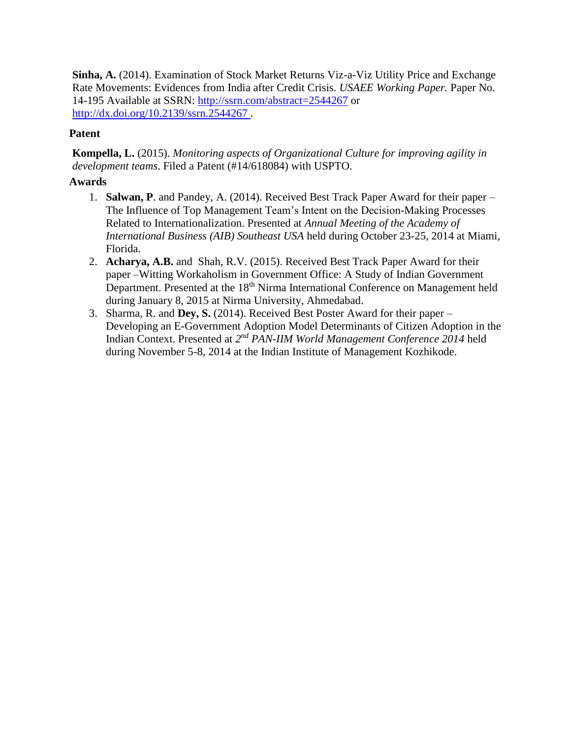**Sinha, A.** (2014). Examination of Stock Market Returns Viz-a-Viz Utility Price and Exchange Rate Movements: Evidences from India after Credit Crisis. *USAEE Working Paper.* Paper No. 14-195 Available at SSRN: http://ssrn.com/abstract=2544267 or http://dx.doi.org/10.2139/ssrn.2544267 .

### Patent

**Kompella, L.** (2015). *Monitoring aspects of Organizational Culture for improving agility in development teams*. Filed a Patent (#14/618084) with USPTO.

### Awards

1. **Salwan, P**. and Pandey, A. (2014). Received Best Track Paper Award for their paper – The Influence of Top Management Team's Intent on the Decision-Making Processes Related to Internationalization. Presented at *Annual Meeting of the Academy of International Business (AIB) Southeast USA* held during October 23-25, 2014 at Miami, Florida.
2. **Acharya, A.B.** and Shah, R.V. (2015). Received Best Track Paper Award for their paper –Witting Workaholism in Government Office: A Study of Indian Government Department. Presented at the 18th Nirma International Conference on Management held during January 8, 2015 at Nirma University, Ahmedabad.
3. Sharma, R. and **Dey, S.** (2014). Received Best Poster Award for their paper – Developing an E-Government Adoption Model Determinants of Citizen Adoption in the Indian Context. Presented at *2nd PAN-IIM World Management Conference 2014* held during November 5-8, 2014 at the Indian Institute of Management Kozhikode.